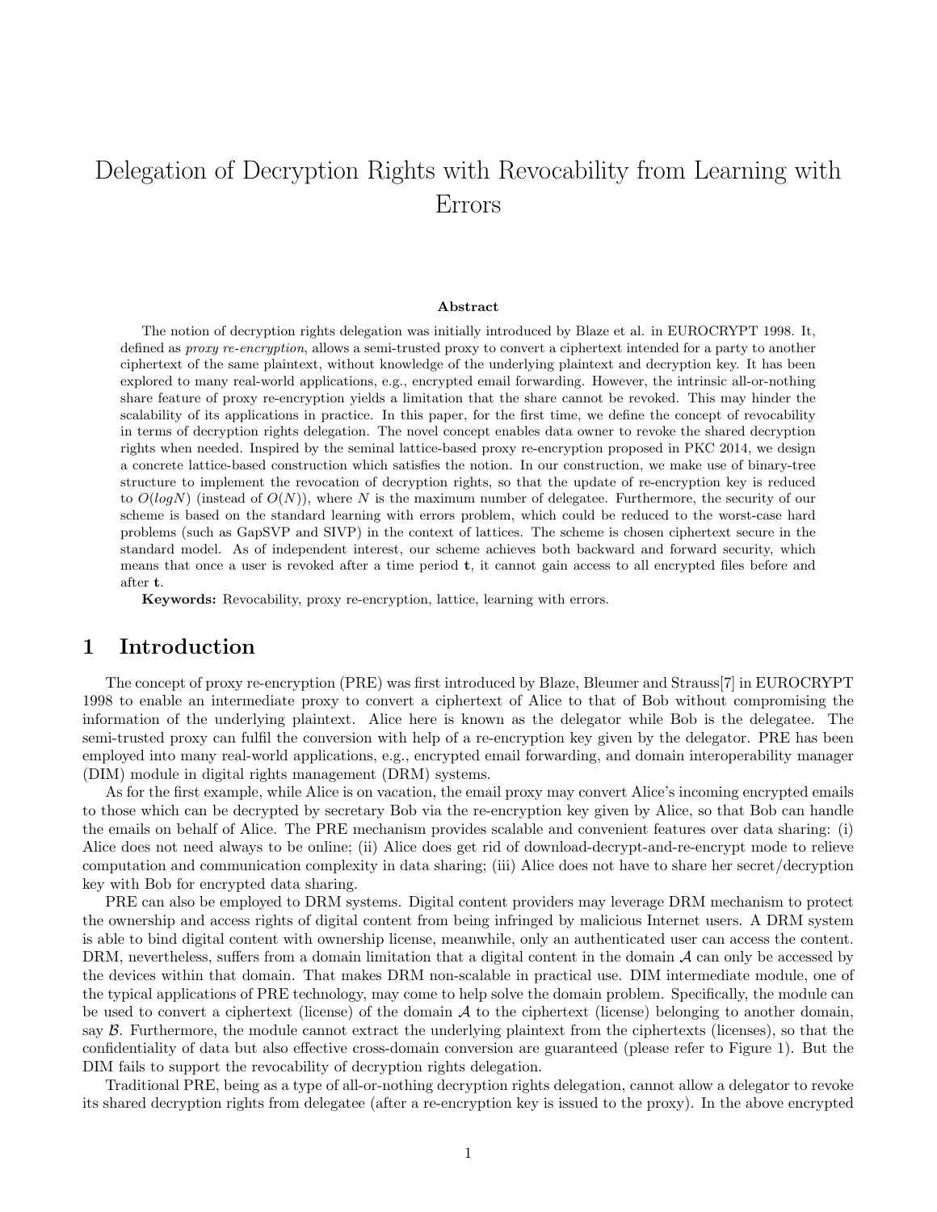# Delegation of Decryption Rights with Revocability from Learning with Errors

**Abstract**

The notion of decryption rights delegation was initially introduced by Blaze et al. in EUROCRYPT 1998. It, defined as *proxy re-encryption*, allows a semi-trusted proxy to convert a ciphertext intended for a party to another ciphertext of the same plaintext, without knowledge of the underlying plaintext and decryption key. It has been explored to many real-world applications, e.g., encrypted email forwarding. However, the intrinsic all-or-nothing share feature of proxy re-encryption yields a limitation that the share cannot be revoked. This may hinder the scalability of its applications in practice. In this paper, for the first time, we define the concept of revocability in terms of decryption rights delegation. The novel concept enables data owner to revoke the shared decryption rights when needed. Inspired by the seminal lattice-based proxy re-encryption proposed in PKC 2014, we design a concrete lattice-based construction which satisfies the notion. In our construction, we make use of binary-tree structure to implement the revocation of decryption rights, so that the update of re-encryption key is reduced to $O(logN)$ (instead of $O(N)$), where $N$ is the maximum number of delegatee. Furthermore, the security of our scheme is based on the standard learning with errors problem, which could be reduced to the worst-case hard problems (such as GapSVP and SIVP) in the context of lattices. The scheme is chosen ciphertext secure in the standard model. As of independent interest, our scheme achieves both backward and forward security, which means that once a user is revoked after a time period $\mathbf{t}$, it cannot gain access to all encrypted files before and after $\mathbf{t}$.

**Keywords:** Revocability, proxy re-encryption, lattice, learning with errors.

## 1 Introduction

The concept of proxy re-encryption (PRE) was first introduced by Blaze, Bleumer and Strauss[7] in EUROCRYPT 1998 to enable an intermediate proxy to convert a ciphertext of Alice to that of Bob without compromising the information of the underlying plaintext. Alice here is known as the delegator while Bob is the delegatee. The semi-trusted proxy can fulfil the conversion with help of a re-encryption key given by the delegator. PRE has been employed into many real-world applications, e.g., encrypted email forwarding, and domain interoperability manager (DIM) module in digital rights management (DRM) systems.

As for the first example, while Alice is on vacation, the email proxy may convert Alice's incoming encrypted emails to those which can be decrypted by secretary Bob via the re-encryption key given by Alice, so that Bob can handle the emails on behalf of Alice. The PRE mechanism provides scalable and convenient features over data sharing: (i) Alice does not need always to be online; (ii) Alice does get rid of download-decrypt-and-re-encrypt mode to relieve computation and communication complexity in data sharing; (iii) Alice does not have to share her secret/decryption key with Bob for encrypted data sharing.

PRE can also be employed to DRM systems. Digital content providers may leverage DRM mechanism to protect the ownership and access rights of digital content from being infringed by malicious Internet users. A DRM system is able to bind digital content with ownership license, meanwhile, only an authenticated user can access the content. DRM, nevertheless, suffers from a domain limitation that a digital content in the domain $\mathcal{A}$ can only be accessed by the devices within that domain. That makes DRM non-scalable in practical use. DIM intermediate module, one of the typical applications of PRE technology, may come to help solve the domain problem. Specifically, the module can be used to convert a ciphertext (license) of the domain $\mathcal{A}$ to the ciphertext (license) belonging to another domain, say $\mathcal{B}$. Furthermore, the module cannot extract the underlying plaintext from the ciphertexts (licenses), so that the confidentiality of data but also effective cross-domain conversion are guaranteed (please refer to Figure 1). But the DIM fails to support the revocability of decryption rights delegation.

Traditional PRE, being as a type of all-or-nothing decryption rights delegation, cannot allow a delegator to revoke its shared decryption rights from delegatee (after a re-encryption key is issued to the proxy). In the above encrypted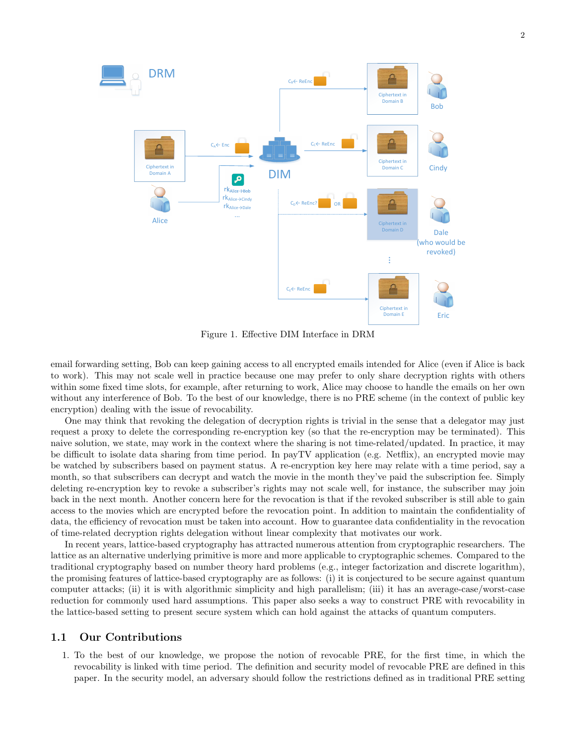DRM

$C_B \leftarrow$ ReEnc

Ciphertext in Domain B

Bob

Ciphertext in Domain A

$C_A \leftarrow$ Enc

DIM

$C_C \leftarrow$ ReEnc

Ciphertext in Domain C

Cindy

$rk_{Alice \to Bob}$
$rk_{Alice \to Cindy}$
$rk_{Alice \to Dale}$
...

Alice

$C_D \leftarrow$ ReEnc? OR

Ciphertext in Domain D

Dale (who would be revoked)

⋮

$C_E \leftarrow$ ReEnc

Ciphertext in Domain E

Eric

Figure 1. Effective DIM Interface in DRM

email forwarding setting, Bob can keep gaining access to all encrypted emails intended for Alice (even if Alice is back to work). This may not scale well in practice because one may prefer to only share decryption rights with others within some fixed time slots, for example, after returning to work, Alice may choose to handle the emails on her own without any interference of Bob. To the best of our knowledge, there is no PRE scheme (in the context of public key encryption) dealing with the issue of revocability.

One may think that revoking the delegation of decryption rights is trivial in the sense that a delegator may just request a proxy to delete the corresponding re-encryption key (so that the re-encryption may be terminated). This naive solution, we state, may work in the context where the sharing is not time-related/updated. In practice, it may be difficult to isolate data sharing from time period. In payTV application (e.g. Netflix), an encrypted movie may be watched by subscribers based on payment status. A re-encryption key here may relate with a time period, say a month, so that subscribers can decrypt and watch the movie in the month they've paid the subscription fee. Simply deleting re-encryption key to revoke a subscriber's rights may not scale well, for instance, the subscriber may join back in the next month. Another concern here for the revocation is that if the revoked subscriber is still able to gain access to the movies which are encrypted before the revocation point. In addition to maintain the confidentiality of data, the efficiency of revocation must be taken into account. How to guarantee data confidentiality in the revocation of time-related decryption rights delegation without linear complexity that motivates our work.

In recent years, lattice-based cryptography has attracted numerous attention from cryptographic researchers. The lattice as an alternative underlying primitive is more and more applicable to cryptographic schemes. Compared to the traditional cryptography based on number theory hard problems (e.g., integer factorization and discrete logarithm), the promising features of lattice-based cryptography are as follows: (i) it is conjectured to be secure against quantum computer attacks; (ii) it is with algorithmic simplicity and high parallelism; (iii) it has an average-case/worst-case reduction for commonly used hard assumptions. This paper also seeks a way to construct PRE with revocability in the lattice-based setting to present secure system which can hold against the attacks of quantum computers.

## 1.1 Our Contributions

1. To the best of our knowledge, we propose the notion of revocable PRE, for the first time, in which the revocability is linked with time period. The definition and security model of revocable PRE are defined in this paper. In the security model, an adversary should follow the restrictions defined as in traditional PRE setting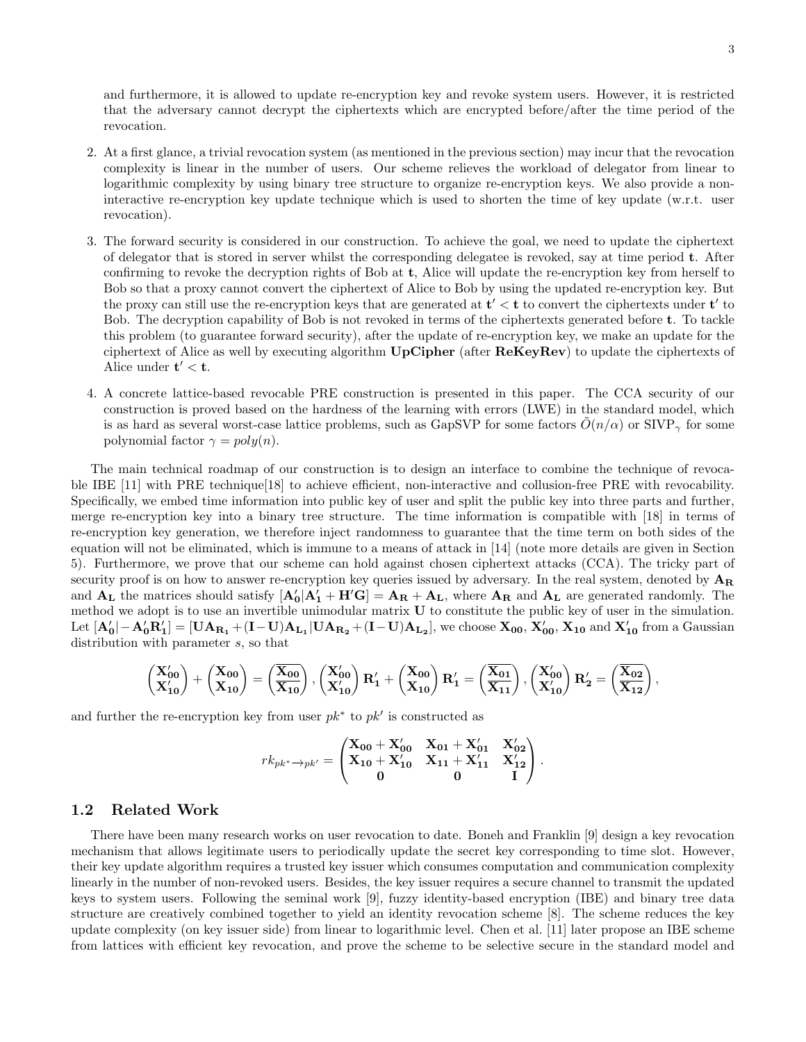and furthermore, it is allowed to update re-encryption key and revoke system users. However, it is restricted that the adversary cannot decrypt the ciphertexts which are encrypted before/after the time period of the revocation.

2. At a first glance, a trivial revocation system (as mentioned in the previous section) may incur that the revocation complexity is linear in the number of users. Our scheme relieves the workload of delegator from linear to logarithmic complexity by using binary tree structure to organize re-encryption keys. We also provide a non-interactive re-encryption key update technique which is used to shorten the time of key update (w.r.t. user revocation).

3. The forward security is considered in our construction. To achieve the goal, we need to update the ciphertext of delegator that is stored in server whilst the corresponding delegatee is revoked, say at time period $\mathbf{t}$. After confirming to revoke the decryption rights of Bob at $\mathbf{t}$, Alice will update the re-encryption key from herself to Bob so that a proxy cannot convert the ciphertext of Alice to Bob by using the updated re-encryption key. But the proxy can still use the re-encryption keys that are generated at $\mathbf{t'} < \mathbf{t}$ to convert the ciphertexts under $\mathbf{t'}$ to Bob. The decryption capability of Bob is not revoked in terms of the ciphertexts generated before $\mathbf{t}$. To tackle this problem (to guarantee forward security), after the update of re-encryption key, we make an update for the ciphertext of Alice as well by executing algorithm **UpCipher** (after **ReKeyRev**) to update the ciphertexts of Alice under $\mathbf{t'} < \mathbf{t}$.

4. A concrete lattice-based revocable PRE construction is presented in this paper. The CCA security of our construction is proved based on the hardness of the learning with errors (LWE) in the standard model, which is as hard as several worst-case lattice problems, such as GapSVP for some factors $\widetilde{O}(n/\alpha)$ or $\text{SIVP}_\gamma$ for some polynomial factor $\gamma = poly(n)$.

The main technical roadmap of our construction is to design an interface to combine the technique of revocable IBE [11] with PRE technique[18] to achieve efficient, non-interactive and collusion-free PRE with revocability. Specifically, we embed time information into public key of user and split the public key into three parts and further, merge re-encryption key into a binary tree structure. The time information is compatible with [18] in terms of re-encryption key generation, we therefore inject randomness to guarantee that the time term on both sides of the equation will not be eliminated, which is immune to a means of attack in [14] (note more details are given in Section 5). Furthermore, we prove that our scheme can hold against chosen ciphertext attacks (CCA). The tricky part of security proof is on how to answer re-encryption key queries issued by adversary. In the real system, denoted by $\mathbf{A_R}$ and $\mathbf{A_L}$ the matrices should satisfy $[\mathbf{A'_0}|\mathbf{A'_1} + \mathbf{H'G}] = \mathbf{A_R} + \mathbf{A_L}$, where $\mathbf{A_R}$ and $\mathbf{A_L}$ are generated randomly. The method we adopt is to use an invertible unimodular matrix $\mathbf{U}$ to constitute the public key of user in the simulation. Let $[\mathbf{A'_0}| - \mathbf{A'_0}\mathbf{R'_1}] = [\mathbf{U}\mathbf{A_{R_1}} + (\mathbf{I} - \mathbf{U})\mathbf{A_{L_1}}|\mathbf{U}\mathbf{A_{R_2}} + (\mathbf{I} - \mathbf{U})\mathbf{A_{L_2}}]$, we choose $\mathbf{X_{00}}$, $\mathbf{X'_{00}}$, $\mathbf{X_{10}}$ and $\mathbf{X'_{10}}$ from a Gaussian distribution with parameter $s$, so that

$$\begin{pmatrix} \mathbf{X'_{00}} \\ \mathbf{X'_{10}} \end{pmatrix} + \begin{pmatrix} \mathbf{X_{00}} \\ \mathbf{X_{10}} \end{pmatrix} = \begin{pmatrix} \overline{\mathbf{X_{00}}} \\ \overline{\mathbf{X_{10}}} \end{pmatrix}, \begin{pmatrix} \mathbf{X'_{00}} \\ \mathbf{X'_{10}} \end{pmatrix} \mathbf{R'_1} + \begin{pmatrix} \mathbf{X_{00}} \\ \mathbf{X_{10}} \end{pmatrix} \mathbf{R'_1} = \begin{pmatrix} \overline{\mathbf{X_{01}}} \\ \overline{\mathbf{X_{11}}} \end{pmatrix}, \begin{pmatrix} \mathbf{X'_{00}} \\ \mathbf{X'_{10}} \end{pmatrix} \mathbf{R'_2} = \begin{pmatrix} \overline{\mathbf{X_{02}}} \\ \overline{\mathbf{X_{12}}} \end{pmatrix},$$

and further the re-encryption key from user $pk^*$ to $pk'$ is constructed as

$$rk_{pk^* \to pk'} = \begin{pmatrix} \mathbf{X_{00}} + \mathbf{X'_{00}} & \mathbf{X_{01}} + \mathbf{X'_{01}} & \mathbf{X'_{02}} \\ \mathbf{X_{10}} + \mathbf{X'_{10}} & \mathbf{X_{11}} + \mathbf{X'_{11}} & \mathbf{X'_{12}} \\ \mathbf{0} & \mathbf{0} & \mathbf{I} \end{pmatrix}.$$

## 1.2 Related Work

There have been many research works on user revocation to date. Boneh and Franklin [9] design a key revocation mechanism that allows legitimate users to periodically update the secret key corresponding to time slot. However, their key update algorithm requires a trusted key issuer which consumes computation and communication complexity linearly in the number of non-revoked users. Besides, the key issuer requires a secure channel to transmit the updated keys to system users. Following the seminal work [9], fuzzy identity-based encryption (IBE) and binary tree data structure are creatively combined together to yield an identity revocation scheme [8]. The scheme reduces the key update complexity (on key issuer side) from linear to logarithmic level. Chen et al. [11] later propose an IBE scheme from lattices with efficient key revocation, and prove the scheme to be selective secure in the standard model and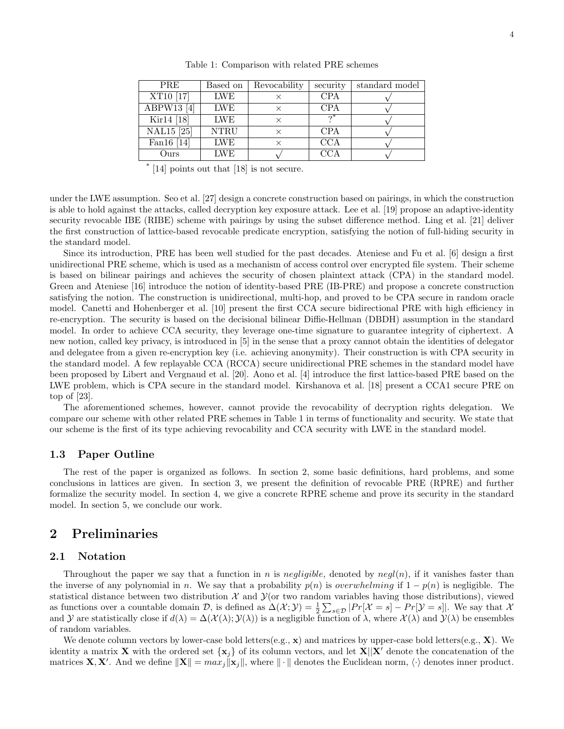Table 1: Comparison with related PRE schemes

| PRE | Based on | Revocability | security | standard model |
|---|---|---|---|---|
| XT10 [17] | LWE | × | CPA | √ |
| ABPW13 [4] | LWE | × | CPA | √ |
| Kir14 [18] | LWE | × | ?* | √ |
| NAL15 [25] | NTRU | × | CPA | √ |
| Fan16 [14] | LWE | × | CCA | √ |
| Ours | LWE | √ | CCA | √ |

* [14] points out that [18] is not secure.

under the LWE assumption. Seo et al. [27] design a concrete construction based on pairings, in which the construction is able to hold against the attacks, called decryption key exposure attack. Lee et al. [19] propose an adaptive-identity security revocable IBE (RIBE) scheme with pairings by using the subset difference method. Ling et al. [21] deliver the first construction of lattice-based revocable predicate encryption, satisfying the notion of full-hiding security in the standard model.

Since its introduction, PRE has been well studied for the past decades. Ateniese and Fu et al. [6] design a first unidirectional PRE scheme, which is used as a mechanism of access control over encrypted file system. Their scheme is based on bilinear pairings and achieves the security of chosen plaintext attack (CPA) in the standard model. Green and Ateniese [16] introduce the notion of identity-based PRE (IB-PRE) and propose a concrete construction satisfying the notion. The construction is unidirectional, multi-hop, and proved to be CPA secure in random oracle model. Canetti and Hohenberger et al. [10] present the first CCA secure bidirectional PRE with high efficiency in re-encryption. The security is based on the decisional bilinear Diffie-Hellman (DBDH) assumption in the standard model. In order to achieve CCA security, they leverage one-time signature to guarantee integrity of ciphertext. A new notion, called key privacy, is introduced in [5] in the sense that a proxy cannot obtain the identities of delegator and delegatee from a given re-encryption key (i.e. achieving anonymity). Their construction is with CPA security in the standard model. A few replayable CCA (RCCA) secure unidirectional PRE schemes in the standard model have been proposed by Libert and Vergnaud et al. [20]. Aono et al. [4] introduce the first lattice-based PRE based on the LWE problem, which is CPA secure in the standard model. Kirshanova et al. [18] present a CCA1 secure PRE on top of [23].

The aforementioned schemes, however, cannot provide the revocability of decryption rights delegation. We compare our scheme with other related PRE schemes in Table 1 in terms of functionality and security. We state that our scheme is the first of its type achieving revocability and CCA security with LWE in the standard model.

### 1.3 Paper Outline

The rest of the paper is organized as follows. In section 2, some basic definitions, hard problems, and some conclusions in lattices are given. In section 3, we present the definition of revocable PRE (RPRE) and further formalize the security model. In section 4, we give a concrete RPRE scheme and prove its security in the standard model. In section 5, we conclude our work.

## 2 Preliminaries

### 2.1 Notation

Throughout the paper we say that a function in $n$ is *negligible*, denoted by $negl(n)$, if it vanishes faster than the inverse of any polynomial in $n$. We say that a probability $p(n)$ is *overwhelming* if $1 - p(n)$ is negligible. The statistical distance between two distribution $\mathcal{X}$ and $\mathcal{Y}$(or two random variables having those distributions), viewed as functions over a countable domain $\mathcal{D}$, is defined as $\Delta(\mathcal{X};\mathcal{Y}) = \frac{1}{2}\sum_{s\in\mathcal{D}} |Pr[\mathcal{X} = s] - Pr[\mathcal{Y} = s]|$. We say that $\mathcal{X}$ and $\mathcal{Y}$ are statistically close if $d(\lambda) = \Delta(\mathcal{X}(\lambda);\mathcal{Y}(\lambda))$ is a negligible function of $\lambda$, where $\mathcal{X}(\lambda)$ and $\mathcal{Y}(\lambda)$ be ensembles of random variables.

We denote column vectors by lower-case bold letters(e.g., $\mathbf{x}$) and matrices by upper-case bold letters(e.g., $\mathbf{X}$). We identity a matrix $\mathbf{X}$ with the ordered set $\{\mathbf{x}_j\}$ of its column vectors, and let $\mathbf{X}||\mathbf{X}'$ denote the concatenation of the matrices $\mathbf{X}, \mathbf{X}'$. And we define $\|\mathbf{X}\| = max_j\|\mathbf{x}_j\|$, where $\|\cdot\|$ denotes the Euclidean norm, $\langle\cdot\rangle$ denotes inner product.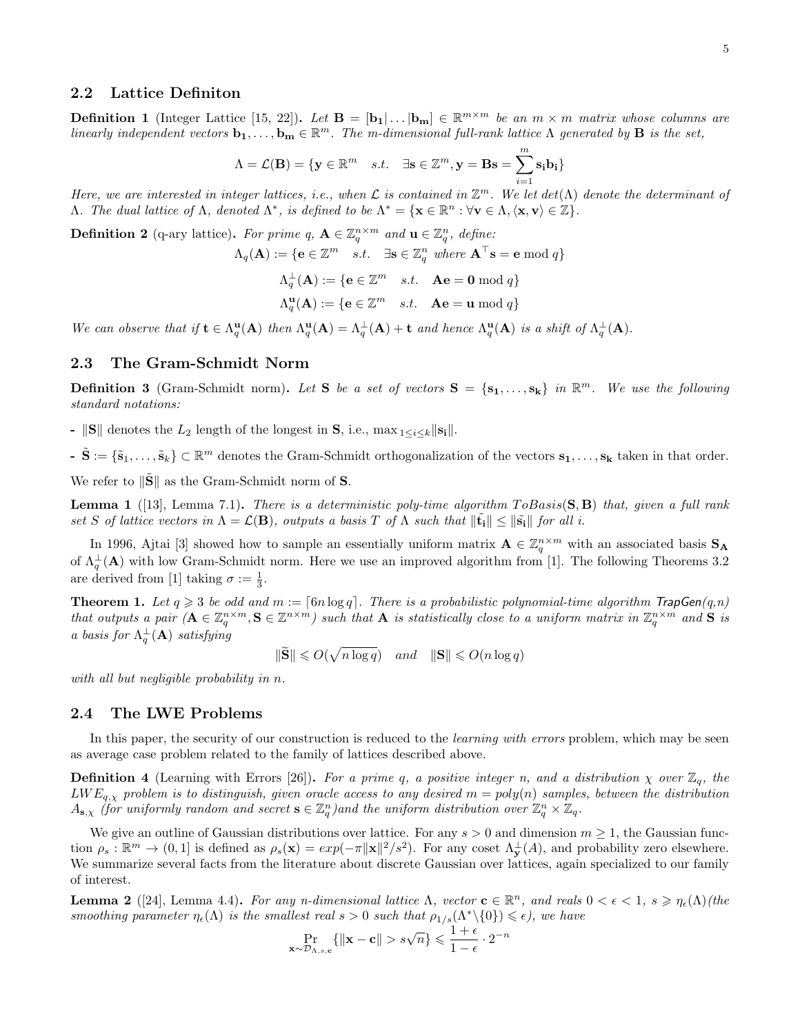### 2.2 Lattice Definiton

**Definition 1** (Integer Lattice [15, 22]). *Let $\mathbf{B} = [\mathbf{b_1}|\ldots|\mathbf{b_m}] \in \mathbb{R}^{m\times m}$ be an $m \times m$ matrix whose columns are linearly independent vectors $\mathbf{b_1}, \ldots, \mathbf{b_m} \in \mathbb{R}^m$. The m-dimensional full-rank lattice $\Lambda$ generated by $\mathbf{B}$ is the set,*

$$\Lambda = \mathcal{L}(\mathbf{B}) = \{\mathbf{y} \in \mathbb{R}^m \quad s.t. \quad \exists \mathbf{s} \in \mathbb{Z}^m, \mathbf{y} = \mathbf{Bs} = \sum_{i=1}^{m} \mathbf{s_i b_i}\}$$

*Here, we are interested in integer lattices, i.e., when $\mathcal{L}$ is contained in $\mathbb{Z}^m$. We let $det(\Lambda)$ denote the determinant of $\Lambda$. The dual lattice of $\Lambda$, denoted $\Lambda^*$, is defined to be $\Lambda^* = \{\mathbf{x} \in \mathbb{R}^n : \forall \mathbf{v} \in \Lambda, \langle \mathbf{x}, \mathbf{v}\rangle \in \mathbb{Z}\}$.*

**Definition 2** (q-ary lattice). *For prime $q$, $\mathbf{A} \in \mathbb{Z}_q^{n\times m}$ and $\mathbf{u} \in \mathbb{Z}_q^n$, define:*

$$\Lambda_q(\mathbf{A}) := \{\mathbf{e} \in \mathbb{Z}^m \quad s.t. \quad \exists \mathbf{s} \in \mathbb{Z}_q^n \text{ where } \mathbf{A}^\top \mathbf{s} = \mathbf{e} \bmod q\}$$

$$\Lambda_q^\perp(\mathbf{A}) := \{\mathbf{e} \in \mathbb{Z}^m \quad s.t. \quad \mathbf{Ae} = \mathbf{0} \bmod q\}$$

$$\Lambda_q^{\mathbf{u}}(\mathbf{A}) := \{\mathbf{e} \in \mathbb{Z}^m \quad s.t. \quad \mathbf{Ae} = \mathbf{u} \bmod q\}$$

*We can observe that if $\mathbf{t} \in \Lambda_q^{\mathbf{u}}(\mathbf{A})$ then $\Lambda_q^{\mathbf{u}}(\mathbf{A}) = \Lambda_q^\perp(\mathbf{A}) + \mathbf{t}$ and hence $\Lambda_q^{\mathbf{u}}(\mathbf{A})$ is a shift of $\Lambda_q^\perp(\mathbf{A})$.*

### 2.3 The Gram-Schmidt Norm

**Definition 3** (Gram-Schmidt norm). *Let $\mathbf{S}$ be a set of vectors $\mathbf{S} = \{\mathbf{s_1}, \ldots, \mathbf{s_k}\}$ in $\mathbb{R}^m$. We use the following standard notations:*

- $\|\mathbf{S}\|$ denotes the $L_2$ length of the longest in $\mathbf{S}$, i.e., $\max_{1\le i\le k}\|\mathbf{s_i}\|$.
- $\tilde{\mathbf{S}} := \{\tilde{s}_1, \ldots, \tilde{s}_k\} \subset \mathbb{R}^m$ denotes the Gram-Schmidt orthogonalization of the vectors $\mathbf{s_1}, \ldots, \mathbf{s_k}$ taken in that order.

We refer to $\|\tilde{\mathbf{S}}\|$ as the Gram-Schmidt norm of $\mathbf{S}$.

**Lemma 1** ([13], Lemma 7.1). *There is a deterministic poly-time algorithm $ToBasis(\mathbf{S}, \mathbf{B})$ that, given a full rank set $S$ of lattice vectors in $\Lambda = \mathcal{L}(\mathbf{B})$, outputs a basis $T$ of $\Lambda$ such that $\|\tilde{\mathbf{t}}_\mathbf{i}\| \le \|\tilde{\mathbf{s}}_\mathbf{i}\|$ for all $i$.*

In 1996, Ajtai [3] showed how to sample an essentially uniform matrix $\mathbf{A} \in \mathbb{Z}_q^{n\times m}$ with an associated basis $\mathbf{S_A}$ of $\Lambda_q^\perp(\mathbf{A})$ with low Gram-Schmidt norm. Here we use an improved algorithm from [1]. The following Theorems 3.2 are derived from [1] taking $\sigma := \frac{1}{3}$.

**Theorem 1.** *Let $q \geqslant 3$ be odd and $m := \lceil 6n \log q\rceil$. There is a probabilistic polynomial-time algorithm TrapGen(q,n) that outputs a pair ($\mathbf{A} \in \mathbb{Z}_q^{n\times m}, \mathbf{S} \in \mathbb{Z}^{n\times m}$) such that $\mathbf{A}$ is statistically close to a uniform matrix in $\mathbb{Z}_q^{n\times m}$ and $\mathbf{S}$ is a basis for $\Lambda_q^\perp(\mathbf{A})$ satisfying*

$$\|\widetilde{\mathbf{S}}\| \leqslant O(\sqrt{n \log q}) \quad and \quad \|\mathbf{S}\| \leqslant O(n \log q)$$

*with all but negligible probability in $n$.*

### 2.4 The LWE Problems

In this paper, the security of our construction is reduced to the *learning with errors* problem, which may be seen as average case problem related to the family of lattices described above.

**Definition 4** (Learning with Errors [26]). *For a prime $q$, a positive integer $n$, and a distribution $\chi$ over $\mathbb{Z}_q$, the $LWE_{q,\chi}$ problem is to distinguish, given oracle access to any desired $m = poly(n)$ samples, between the distribution $A_{\mathbf{s},\chi}$ (for uniformly random and secret $\mathbf{s} \in \mathbb{Z}_q^n$)and the uniform distribution over $\mathbb{Z}_q^n \times \mathbb{Z}_q$.*

We give an outline of Gaussian distributions over lattice. For any $s > 0$ and dimension $m \ge 1$, the Gaussian function $\rho_s : \mathbb{R}^m \to (0, 1]$ is defined as $\rho_s(\mathbf{x}) = exp(-\pi\|\mathbf{x}\|^2/s^2)$. For any coset $\Lambda_\mathbf{y}^\perp(A)$, and probability zero elsewhere. We summarize several facts from the literature about discrete Gaussian over lattices, again specialized to our family of interest.

**Lemma 2** ([24], Lemma 4.4). *For any n-dimensional lattice $\Lambda$, vector $\mathbf{c} \in \mathbb{R}^n$, and reals $0 < \epsilon < 1$, $s \geqslant \eta_\epsilon(\Lambda)$(the smoothing parameter $\eta_\epsilon(\Lambda)$ is the smallest real $s > 0$ such that $\rho_{1/s}(\Lambda^*\backslash\{0\}) \leqslant \epsilon$), we have*

$$\Pr_{\mathbf{x}\sim\mathcal{D}_{\Lambda,s,\mathbf{c}}}\{\|\mathbf{x} - \mathbf{c}\| > s\sqrt{n}\} \leqslant \frac{1+\epsilon}{1-\epsilon} \cdot 2^{-n}$$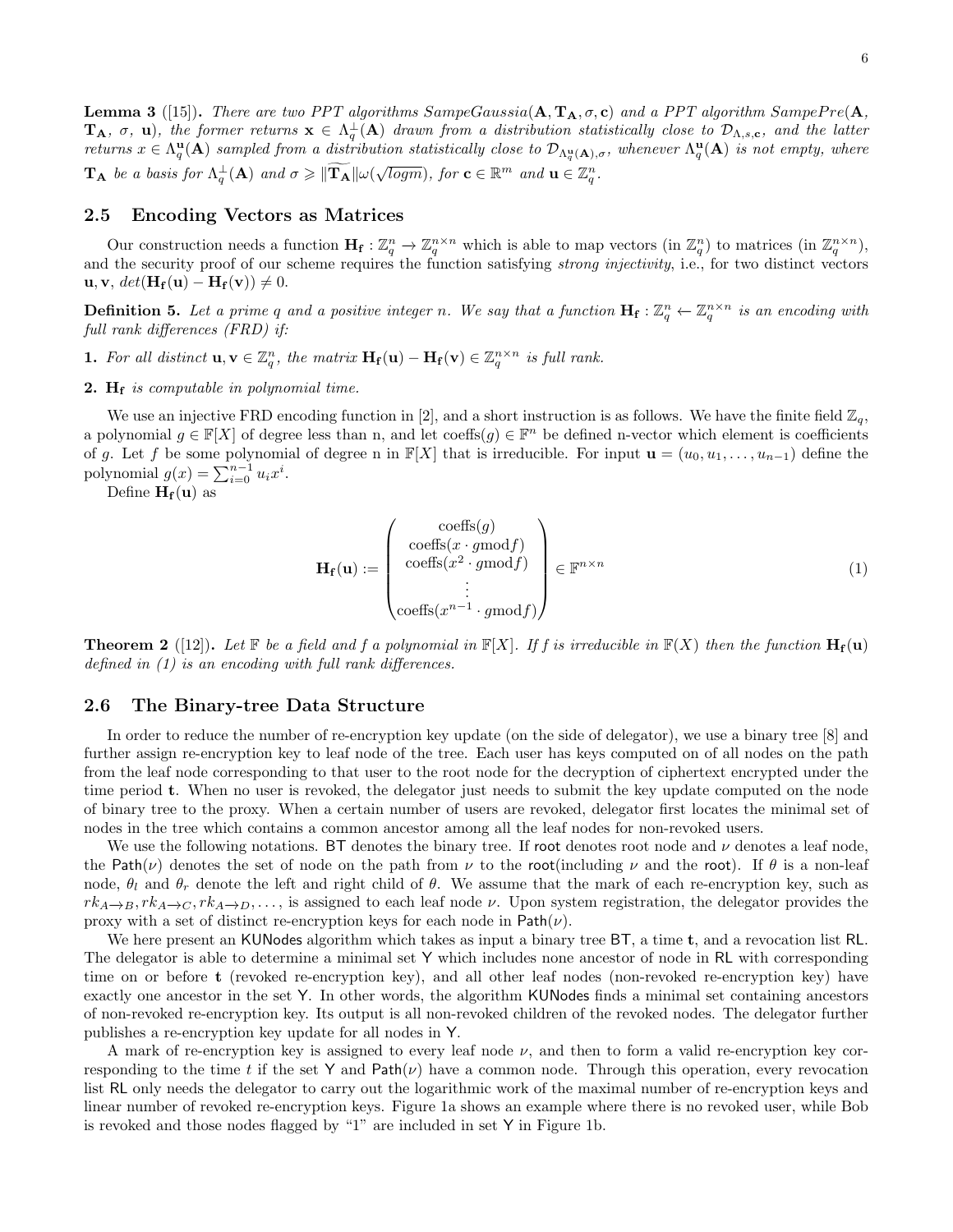**Lemma 3** ([15])**.** *There are two PPT algorithms SampeGaussia*$(\mathbf{A}, \mathbf{T_A}, \sigma, \mathbf{c})$ *and a PPT algorithm SampePre*$(\mathbf{A}, \mathbf{T_A}, \sigma, \mathbf{u})$*, the former returns* $\mathbf{x} \in \Lambda_q^{\perp}(\mathbf{A})$ *drawn from a distribution statistically close to* $\mathcal{D}_{\Lambda,s,\mathbf{c}}$*, and the latter returns* $x \in \Lambda_q^{\mathbf{u}}(\mathbf{A})$ *sampled from a distribution statistically close to* $\mathcal{D}_{\Lambda_q^{\mathbf{u}}(\mathbf{A}),\sigma}$*, whenever* $\Lambda_q^{\mathbf{u}}(\mathbf{A})$ *is not empty, where* $\mathbf{T_A}$ *be a basis for* $\Lambda_q^{\perp}(\mathbf{A})$ *and* $\sigma \geqslant \|\widetilde{\mathbf{T_A}}\|\omega(\sqrt{logm})$*, for* $\mathbf{c} \in \mathbb{R}^m$ *and* $\mathbf{u} \in \mathbb{Z}_q^n$*.*

## 2.5 Encoding Vectors as Matrices

Our construction needs a function $\mathbf{H_f} : \mathbb{Z}_q^n \to \mathbb{Z}_q^{n\times n}$ which is able to map vectors (in $\mathbb{Z}_q^n$) to matrices (in $\mathbb{Z}_q^{n\times n}$), and the security proof of our scheme requires the function satisfying *strong injectivity*, i.e., for two distinct vectors $\mathbf{u}, \mathbf{v}$, $det(\mathbf{H_f}(\mathbf{u}) - \mathbf{H_f}(\mathbf{v})) \neq 0$.

**Definition 5.** *Let a prime q and a positive integer n. We say that a function* $\mathbf{H_f} : \mathbb{Z}_q^n \leftarrow \mathbb{Z}_q^{n\times n}$ *is an encoding with full rank differences (FRD) if:*

**1.** *For all distinct* $\mathbf{u}, \mathbf{v} \in \mathbb{Z}_q^n$*, the matrix* $\mathbf{H_f}(\mathbf{u}) - \mathbf{H_f}(\mathbf{v}) \in \mathbb{Z}_q^{n\times n}$ *is full rank.*

**2.** $\mathbf{H_f}$ *is computable in polynomial time.*

We use an injective FRD encoding function in [2], and a short instruction is as follows. We have the finite field $\mathbb{Z}_q$, a polynomial $g \in \mathbb{F}[X]$ of degree less than n, and let coeffs$(g) \in \mathbb{F}^n$ be defined n-vector which element is coefficients of $g$. Let $f$ be some polynomial of degree n in $\mathbb{F}[X]$ that is irreducible. For input $\mathbf{u} = (u_0, u_1, \ldots, u_{n-1})$ define the polynomial $g(x) = \sum_{i=0}^{n-1} u_i x^i$.

Define $\mathbf{H_f}(\mathbf{u})$ as

$$\mathbf{H_f}(\mathbf{u}) := \begin{pmatrix} \text{coeffs}(g) \\ \text{coeffs}(x \cdot g \bmod f) \\ \text{coeffs}(x^2 \cdot g \bmod f) \\ \vdots \\ \text{coeffs}(x^{n-1} \cdot g \bmod f) \end{pmatrix} \in \mathbb{F}^{n\times n} \tag{1}$$

**Theorem 2** ([12])**.** *Let* $\mathbb{F}$ *be a field and f a polynomial in* $\mathbb{F}[X]$*. If f is irreducible in* $\mathbb{F}(X)$ *then the function* $\mathbf{H_f}(\mathbf{u})$ *defined in (1) is an encoding with full rank differences.*

## 2.6 The Binary-tree Data Structure

In order to reduce the number of re-encryption key update (on the side of delegator), we use a binary tree [8] and further assign re-encryption key to leaf node of the tree. Each user has keys computed on of all nodes on the path from the leaf node corresponding to that user to the root node for the decryption of ciphertext encrypted under the time period $\mathbf{t}$. When no user is revoked, the delegator just needs to submit the key update computed on the node of binary tree to the proxy. When a certain number of users are revoked, delegator first locates the minimal set of nodes in the tree which contains a common ancestor among all the leaf nodes for non-revoked users.

We use the following notations. BT denotes the binary tree. If root denotes root node and $\nu$ denotes a leaf node, the Path$(\nu)$ denotes the set of node on the path from $\nu$ to the root(including $\nu$ and the root). If $\theta$ is a non-leaf node, $\theta_l$ and $\theta_r$ denote the left and right child of $\theta$. We assume that the mark of each re-encryption key, such as $rk_{A\to B}, rk_{A\to C}, rk_{A\to D}, \ldots$, is assigned to each leaf node $\nu$. Upon system registration, the delegator provides the proxy with a set of distinct re-encryption keys for each node in Path$(\nu)$.

We here present an KUNodes algorithm which takes as input a binary tree BT, a time $\mathbf{t}$, and a revocation list RL. The delegator is able to determine a minimal set Y which includes none ancestor of node in RL with corresponding time on or before $\mathbf{t}$ (revoked re-encryption key), and all other leaf nodes (non-revoked re-encryption key) have exactly one ancestor in the set Y. In other words, the algorithm KUNodes finds a minimal set containing ancestors of non-revoked re-encryption key. Its output is all non-revoked children of the revoked nodes. The delegator further publishes a re-encryption key update for all nodes in Y.

A mark of re-encryption key is assigned to every leaf node $\nu$, and then to form a valid re-encryption key corresponding to the time $t$ if the set Y and Path$(\nu)$ have a common node. Through this operation, every revocation list RL only needs the delegator to carry out the logarithmic work of the maximal number of re-encryption keys and linear number of revoked re-encryption keys. Figure 1a shows an example where there is no revoked user, while Bob is revoked and those nodes flagged by "1" are included in set Y in Figure 1b.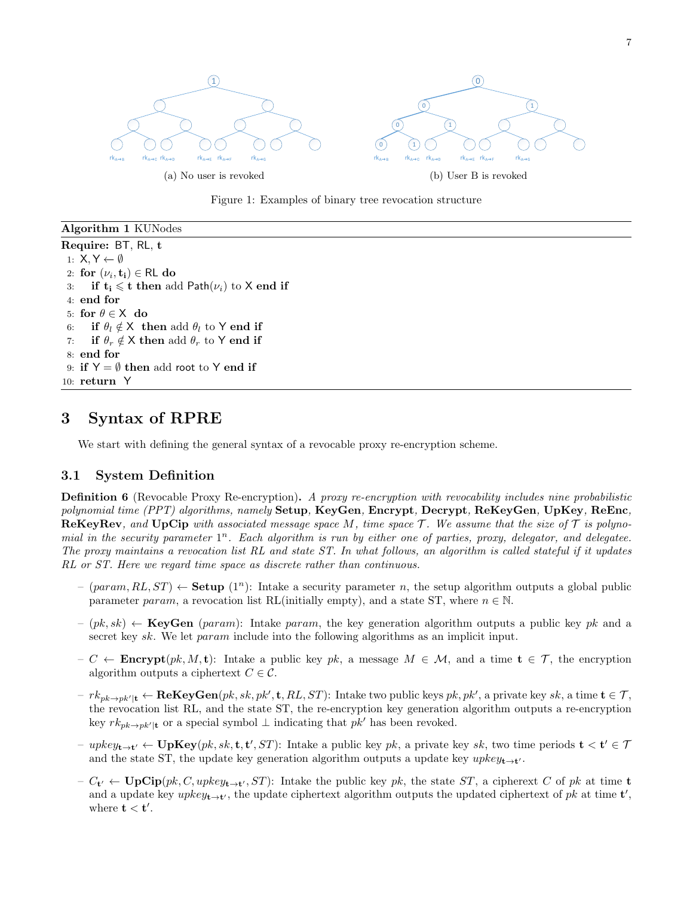(a) No user is revoked

(b) User B is revoked

Figure 1: Examples of binary tree revocation structure

**Algorithm 1** KUNodes

**Require:** BT, RL, $\mathbf{t}$

```
1: X, Y ← ∅
2: for (ν_i, t_i) ∈ RL do
3:     if t_i ⩽ t then add Path(ν_i) to X end if
4: end for
5: for θ ∈ X do
6:     if θ_l ∉ X then add θ_l to Y end if
7:     if θ_r ∉ X then add θ_r to Y end if
8: end for
9: if Y = ∅ then add root to Y end if
10: return Y
```

## 3 Syntax of RPRE

We start with defining the general syntax of a revocable proxy re-encryption scheme.

### 3.1 System Definition

**Definition 6** (Revocable Proxy Re-encryption)**.** *A proxy re-encryption with revocability includes nine probabilistic polynomial time (PPT) algorithms, namely* **Setup***,* **KeyGen***,* **Encrypt***,* **Decrypt***,* **ReKeyGen***,* **UpKey***,* **ReEnc***,* **ReKeyRev***, and* **UpCip** *with associated message space $M$, time space $\mathcal{T}$. We assume that the size of $\mathcal{T}$ is polynomial in the security parameter $1^n$. Each algorithm is run by either one of parties, proxy, delegator, and delegatee. The proxy maintains a revocation list $RL$ and state $ST$. In what follows, an algorithm is called stateful if it updates $RL$ or $ST$. Here we regard time space as discrete rather than continuous.*

- $(param, RL, ST) \leftarrow$ **Setup** $(1^n)$: Intake a security parameter $n$, the setup algorithm outputs a global public parameter $param$, a revocation list RL(initially empty), and a state ST, where $n \in \mathbb{N}$.
- $(pk, sk) \leftarrow$ **KeyGen** $(param)$: Intake $param$, the key generation algorithm outputs a public key $pk$ and a secret key $sk$. We let $param$ include into the following algorithms as an implicit input.
- $C \leftarrow$ **Encrypt**$(pk, M, \mathbf{t})$: Intake a public key $pk$, a message $M \in \mathcal{M}$, and a time $\mathbf{t} \in \mathcal{T}$, the encryption algorithm outputs a ciphertext $C \in \mathcal{C}$.
- $rk_{pk \to pk'|\mathbf{t}} \leftarrow$ **ReKeyGen**$(pk, sk, pk', \mathbf{t}, RL, ST)$: Intake two public keys $pk, pk'$, a private key $sk$, a time $\mathbf{t} \in \mathcal{T}$, the revocation list RL, and the state ST, the re-encryption key generation algorithm outputs a re-encryption key $rk_{pk \to pk'|\mathbf{t}}$ or a special symbol $\perp$ indicating that $pk'$ has been revoked.
- $upkey_{\mathbf{t} \to \mathbf{t}'} \leftarrow$ **UpKey**$(pk, sk, \mathbf{t}, \mathbf{t}', ST)$: Intake a public key $pk$, a private key $sk$, two time periods $\mathbf{t} < \mathbf{t}' \in \mathcal{T}$ and the state ST, the update key generation algorithm outputs a update key $upkey_{\mathbf{t} \to \mathbf{t}'}$.
- $C_{\mathbf{t}'} \leftarrow$ **UpCip**$(pk, C, upkey_{\mathbf{t} \to \mathbf{t}'}, ST)$: Intake the public key $pk$, the state $ST$, a cipherext $C$ of $pk$ at time $\mathbf{t}$ and a update key $upkey_{\mathbf{t} \to \mathbf{t}'}$, the update ciphertext algorithm outputs the updated ciphertext of $pk$ at time $\mathbf{t}'$, where $\mathbf{t} < \mathbf{t}'$.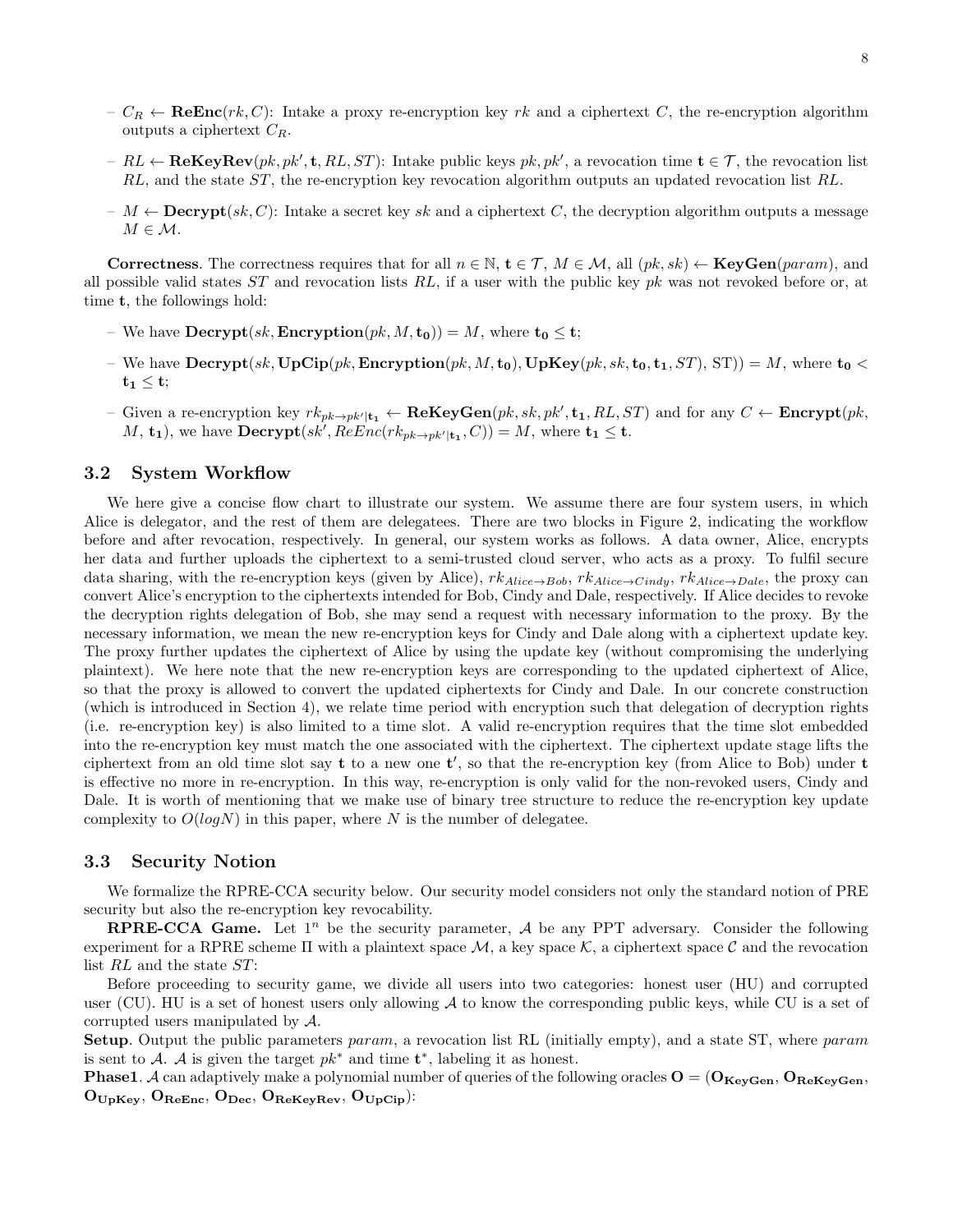– $C_R \leftarrow \mathbf{ReEnc}(rk, C)$: Intake a proxy re-encryption key $rk$ and a ciphertext $C$, the re-encryption algorithm outputs a ciphertext $C_R$.

– $RL \leftarrow \mathbf{ReKeyRev}(pk, pk', \mathbf{t}, RL, ST)$: Intake public keys $pk, pk'$, a revocation time $\mathbf{t} \in \mathcal{T}$, the revocation list $RL$, and the state $ST$, the re-encryption key revocation algorithm outputs an updated revocation list $RL$.

– $M \leftarrow \mathbf{Decrypt}(sk, C)$: Intake a secret key $sk$ and a ciphertext $C$, the decryption algorithm outputs a message $M \in \mathcal{M}$.

**Correctness**. The correctness requires that for all $n \in \mathbb{N}$, $\mathbf{t} \in \mathcal{T}$, $M \in \mathcal{M}$, all $(pk, sk) \leftarrow \mathbf{KeyGen}(param)$, and all possible valid states $ST$ and revocation lists $RL$, if a user with the public key $pk$ was not revoked before or, at time $\mathbf{t}$, the followings hold:

– We have $\mathbf{Decrypt}(sk, \mathbf{Encryption}(pk, M, \mathbf{t_0})) = M$, where $\mathbf{t_0} \leq \mathbf{t}$;

– We have $\mathbf{Decrypt}(sk, \mathbf{UpCip}(pk, \mathbf{Encryption}(pk, M, \mathbf{t_0}), \mathbf{UpKey}(pk, sk, \mathbf{t_0}, \mathbf{t_1}, ST), \mathrm{ST})) = M$, where $\mathbf{t_0} < \mathbf{t_1} \leq \mathbf{t}$;

– Given a re-encryption key $rk_{pk \to pk'|\mathbf{t_1}} \leftarrow \mathbf{ReKeyGen}(pk, sk, pk', \mathbf{t_1}, RL, ST)$ and for any $C \leftarrow \mathbf{Encrypt}(pk, M, \mathbf{t_1})$, we have $\mathbf{Decrypt}(sk', ReEnc(rk_{pk \to pk'|\mathbf{t_1}}, C)) = M$, where $\mathbf{t_1} \leq \mathbf{t}$.

### 3.2 System Workflow

We here give a concise flow chart to illustrate our system. We assume there are four system users, in which Alice is delegator, and the rest of them are delegatees. There are two blocks in Figure 2, indicating the workflow before and after revocation, respectively. In general, our system works as follows. A data owner, Alice, encrypts her data and further uploads the ciphertext to a semi-trusted cloud server, who acts as a proxy. To fulfil secure data sharing, with the re-encryption keys (given by Alice), $rk_{Alice \to Bob}$, $rk_{Alice \to Cindy}$, $rk_{Alice \to Dale}$, the proxy can convert Alice's encryption to the ciphertexts intended for Bob, Cindy and Dale, respectively. If Alice decides to revoke the decryption rights delegation of Bob, she may send a request with necessary information to the proxy. By the necessary information, we mean the new re-encryption keys for Cindy and Dale along with a ciphertext update key. The proxy further updates the ciphertext of Alice by using the update key (without compromising the underlying plaintext). We here note that the new re-encryption keys are corresponding to the updated ciphertext of Alice, so that the proxy is allowed to convert the updated ciphertexts for Cindy and Dale. In our concrete construction (which is introduced in Section 4), we relate time period with encryption such that delegation of decryption rights (i.e. re-encryption key) is also limited to a time slot. A valid re-encryption requires that the time slot embedded into the re-encryption key must match the one associated with the ciphertext. The ciphertext update stage lifts the ciphertext from an old time slot say $\mathbf{t}$ to a new one $\mathbf{t'}$, so that the re-encryption key (from Alice to Bob) under $\mathbf{t}$ is effective no more in re-encryption. In this way, re-encryption is only valid for the non-revoked users, Cindy and Dale. It is worth of mentioning that we make use of binary tree structure to reduce the re-encryption key update complexity to $O(logN)$ in this paper, where $N$ is the number of delegatee.

### 3.3 Security Notion

We formalize the RPRE-CCA security below. Our security model considers not only the standard notion of PRE security but also the re-encryption key revocability.

**RPRE-CCA Game.** Let $1^n$ be the security parameter, $\mathcal{A}$ be any PPT adversary. Consider the following experiment for a RPRE scheme $\Pi$ with a plaintext space $\mathcal{M}$, a key space $\mathcal{K}$, a ciphertext space $\mathcal{C}$ and the revocation list $RL$ and the state $ST$:

Before proceeding to security game, we divide all users into two categories: honest user (HU) and corrupted user (CU). HU is a set of honest users only allowing $\mathcal{A}$ to know the corresponding public keys, while CU is a set of corrupted users manipulated by $\mathcal{A}$.

**Setup**. Output the public parameters $param$, a revocation list RL (initially empty), and a state ST, where $param$ is sent to $\mathcal{A}$. $\mathcal{A}$ is given the target $pk^*$ and time $\mathbf{t}^*$, labeling it as honest.

**Phase1**. $\mathcal{A}$ can adaptively make a polynomial number of queries of the following oracles $\mathbf{O} = (\mathbf{O_{KeyGen}}, \mathbf{O_{ReKeyGen}}, \mathbf{O_{UpKey}}, \mathbf{O_{ReEnc}}, \mathbf{O_{Dec}}, \mathbf{O_{ReKeyRev}}, \mathbf{O_{UpCip}})$: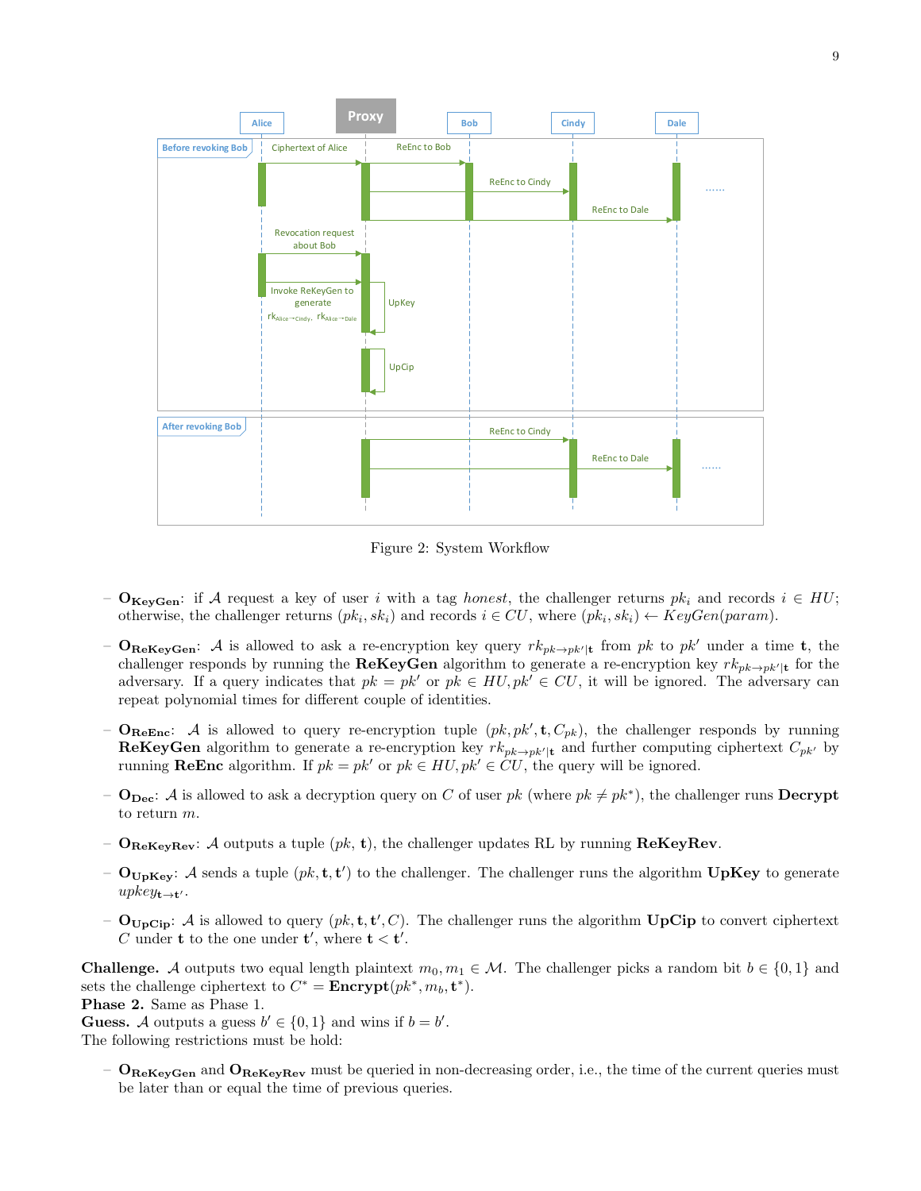Figure 2: System Workflow

- $\mathbf{O_{KeyGen}}$: if $\mathcal{A}$ request a key of user $i$ with a tag *honest*, the challenger returns $pk_i$ and records $i \in HU$; otherwise, the challenger returns $(pk_i, sk_i)$ and records $i \in CU$, where $(pk_i, sk_i) \leftarrow KeyGen(param)$.

- $\mathbf{O_{ReKeyGen}}$: $\mathcal{A}$ is allowed to ask a re-encryption key query $rk_{pk \to pk'|\mathbf{t}}$ from $pk$ to $pk'$ under a time $\mathbf{t}$, the challenger responds by running the **ReKeyGen** algorithm to generate a re-encryption key $rk_{pk \to pk'|\mathbf{t}}$ for the adversary. If a query indicates that $pk = pk'$ or $pk \in HU, pk' \in CU$, it will be ignored. The adversary can repeat polynomial times for different couple of identities.

- $\mathbf{O_{ReEnc}}$: $\mathcal{A}$ is allowed to query re-encryption tuple $(pk, pk', \mathbf{t}, C_{pk})$, the challenger responds by running **ReKeyGen** algorithm to generate a re-encryption key $rk_{pk \to pk'|\mathbf{t}}$ and further computing ciphertext $C_{pk'}$ by running **ReEnc** algorithm. If $pk = pk'$ or $pk \in HU, pk' \in CU$, the query will be ignored.

- $\mathbf{O_{Dec}}$: $\mathcal{A}$ is allowed to ask a decryption query on $C$ of user $pk$ (where $pk \neq pk^*$), the challenger runs **Decrypt** to return $m$.

- $\mathbf{O_{ReKeyRev}}$: $\mathcal{A}$ outputs a tuple $(pk, \mathbf{t})$, the challenger updates RL by running **ReKeyRev**.

- $\mathbf{O_{UpKey}}$: $\mathcal{A}$ sends a tuple $(pk, \mathbf{t}, \mathbf{t}')$ to the challenger. The challenger runs the algorithm **UpKey** to generate $upkey_{\mathbf{t} \to \mathbf{t}'}$.

- $\mathbf{O_{UpCip}}$: $\mathcal{A}$ is allowed to query $(pk, \mathbf{t}, \mathbf{t}', C)$. The challenger runs the algorithm **UpCip** to convert ciphertext $C$ under $\mathbf{t}$ to the one under $\mathbf{t}'$, where $\mathbf{t} < \mathbf{t}'$.

**Challenge.** $\mathcal{A}$ outputs two equal length plaintext $m_0, m_1 \in \mathcal{M}$. The challenger picks a random bit $b \in \{0, 1\}$ and sets the challenge ciphertext to $C^* = \mathbf{Encrypt}(pk^*, m_b, \mathbf{t}^*)$.
**Phase 2.** Same as Phase 1.
**Guess.** $\mathcal{A}$ outputs a guess $b' \in \{0, 1\}$ and wins if $b = b'$.
The following restrictions must be hold:

- $\mathbf{O_{ReKeyGen}}$ and $\mathbf{O_{ReKeyRev}}$ must be queried in non-decreasing order, i.e., the time of the current queries must be later than or equal the time of previous queries.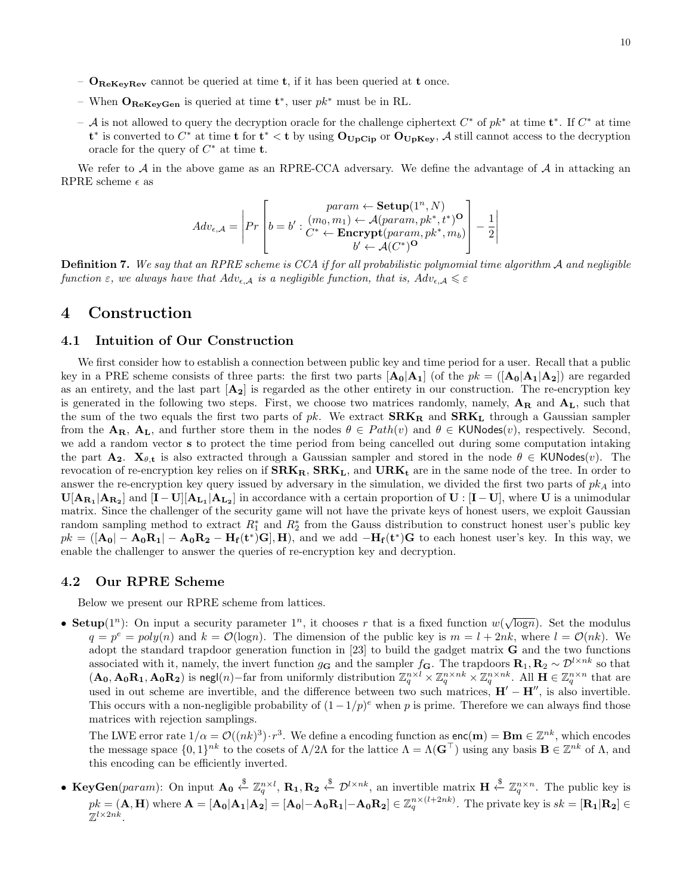– $\mathbf{O_{ReKeyRev}}$ cannot be queried at time $\mathbf{t}$, if it has been queried at $\mathbf{t}$ once.

– When $\mathbf{O_{ReKeyGen}}$ is queried at time $\mathbf{t}^*$, user $pk^*$ must be in RL.

– $\mathcal{A}$ is not allowed to query the decryption oracle for the challenge ciphertext $C^*$ of $pk^*$ at time $\mathbf{t}^*$. If $C^*$ at time $\mathbf{t}^*$ is converted to $C^*$ at time $\mathbf{t}$ for $\mathbf{t}^* < \mathbf{t}$ by using $\mathbf{O_{UpCip}}$ or $\mathbf{O_{UpKey}}$, $\mathcal{A}$ still cannot access to the decryption oracle for the query of $C^*$ at time $\mathbf{t}$.

We refer to $\mathcal{A}$ in the above game as an RPRE-CCA adversary. We define the advantage of $\mathcal{A}$ in attacking an RPRE scheme $\epsilon$ as

$$Adv_{\epsilon,\mathcal{A}} = \left| Pr\left[ b = b' : \begin{array}{c} param \leftarrow \mathbf{Setup}(1^n, N) \\ (m_0, m_1) \leftarrow \mathcal{A}(param, pk^*, t^*)^{\mathbf{O}} \\ C^* \leftarrow \mathbf{Encrypt}(param, pk^*, m_b) \\ b' \leftarrow \mathcal{A}(C^*)^{\mathbf{O}} \end{array} \right] - \frac{1}{2} \right|$$

**Definition 7.** *We say that an RPRE scheme is CCA if for all probabilistic polynomial time algorithm $\mathcal{A}$ and negligible function $\varepsilon$, we always have that $Adv_{\epsilon,\mathcal{A}}$ is a negligible function, that is, $Adv_{\epsilon,\mathcal{A}} \leqslant \varepsilon$*

# 4 Construction

## 4.1 Intuition of Our Construction

We first consider how to establish a connection between public key and time period for a user. Recall that a public key in a PRE scheme consists of three parts: the first two parts $[\mathbf{A_0}|\mathbf{A_1}]$ (of the $pk = ([\mathbf{A_0}|\mathbf{A_1}|\mathbf{A_2}])$ are regarded as an entirety, and the last part $[\mathbf{A_2}]$ is regarded as the other entirety in our construction. The re-encryption key is generated in the following two steps. First, we choose two matrices randomly, namely, $\mathbf{A_R}$ and $\mathbf{A_L}$, such that the sum of the two equals the first two parts of $pk$. We extract $\mathbf{SRK_R}$ and $\mathbf{SRK_L}$ through a Gaussian sampler from the $\mathbf{A_R}$, $\mathbf{A_L}$, and further store them in the nodes $\theta \in Path(v)$ and $\theta \in \mathsf{KUNodes}(v)$, respectively. Second, we add a random vector $\mathbf{s}$ to protect the time period from being cancelled out during some computation intaking the part $\mathbf{A_2}$. $\mathbf{X}_{\theta,\mathbf{t}}$ is also extracted through a Gaussian sampler and stored in the node $\theta \in \mathsf{KUNodes}(v)$. The revocation of re-encryption key relies on if $\mathbf{SRK_R}$, $\mathbf{SRK_L}$, and $\mathbf{URK_t}$ are in the same node of the tree. In order to answer the re-encryption key query issued by adversary in the simulation, we divided the first two parts of $pk_A$ into $\mathbf{U}[\mathbf{A_{R_1}}|\mathbf{A_{R_2}}]$ and $[\mathbf{I}-\mathbf{U}][\mathbf{A_{L_1}}|\mathbf{A_{L_2}}]$ in accordance with a certain proportion of $\mathbf{U} : [\mathbf{I}-\mathbf{U}]$, where $\mathbf{U}$ is a unimodular matrix. Since the challenger of the security game will not have the private keys of honest users, we exploit Gaussian random sampling method to extract $R_1^*$ and $R_2^*$ from the Gauss distribution to construct honest user's public key $pk = ([\mathbf{A_0}| - \mathbf{A_0}\mathbf{R_1}| - \mathbf{A_0}\mathbf{R_2} - \mathbf{H_f}(\mathbf{t}^*)\mathbf{G}], \mathbf{H})$, and we add $-\mathbf{H_f}(\mathbf{t}^*)\mathbf{G}$ to each honest user's key. In this way, we enable the challenger to answer the queries of re-encryption key and decryption.

## 4.2 Our RPRE Scheme

Below we present our RPRE scheme from lattices.

- **Setup**$(1^n)$: On input a security parameter $1^n$, it chooses $r$ that is a fixed function $w(\sqrt{\log n})$. Set the modulus $q = p^e = poly(n)$ and $k = \mathcal{O}(\log n)$. The dimension of the public key is $m = l + 2nk$, where $l = \mathcal{O}(nk)$. We adopt the standard trapdoor generation function in [23] to build the gadget matrix $\mathbf{G}$ and the two functions associated with it, namely, the invert function $g_{\mathbf{G}}$ and the sampler $f_{\mathbf{G}}$. The trapdoors $\mathbf{R_1}, \mathbf{R_2} \sim \mathcal{D}^{l\times nk}$ so that $(\mathbf{A_0}, \mathbf{A_0}\mathbf{R_1}, \mathbf{A_0}\mathbf{R_2})$ is $\mathsf{negl}(n)$−far from uniformly distribution $\mathbb{Z}_q^{n\times l} \times \mathbb{Z}_q^{n\times nk} \times \mathbb{Z}_q^{n\times nk}$. All $\mathbf{H} \in \mathbb{Z}_q^{n\times n}$ that are used in out scheme are invertible, and the difference between two such matrices, $\mathbf{H}' - \mathbf{H}''$, is also invertible. This occurs with a non-negligible probability of $(1-1/p)^e$ when $p$ is prime. Therefore we can always find those matrices with rejection samplings.

  The LWE error rate $1/\alpha = \mathcal{O}((nk)^3) \cdot r^3$. We define a encoding function as $\mathsf{enc}(\mathbf{m}) = \mathbf{B}\mathbf{m} \in \mathbb{Z}^{nk}$, which encodes the message space $\{0,1\}^{nk}$ to the cosets of $\Lambda/2\Lambda$ for the lattice $\Lambda = \Lambda(\mathbf{G}^\top)$ using any basis $\mathbf{B} \in \mathbb{Z}^{nk}$ of $\Lambda$, and this encoding can be efficiently inverted.

- **KeyGen**$(param)$: On input $\mathbf{A_0} \xleftarrow{\$} \mathbb{Z}_q^{n\times l}$, $\mathbf{R_1}, \mathbf{R_2} \xleftarrow{\$} \mathcal{D}^{l\times nk}$, an invertible matrix $\mathbf{H} \xleftarrow{\$} \mathbb{Z}_q^{n\times n}$. The public key is $pk = (\mathbf{A}, \mathbf{H})$ where $\mathbf{A} = [\mathbf{A_0}|\mathbf{A_1}|\mathbf{A_2}] = [\mathbf{A_0}| - \mathbf{A_0}\mathbf{R_1}| - \mathbf{A_0}\mathbf{R_2}] \in \mathbb{Z}_q^{n\times(l+2nk)}$. The private key is $sk = [\mathbf{R_1}|\mathbf{R_2}] \in \mathbb{Z}^{l\times 2nk}$.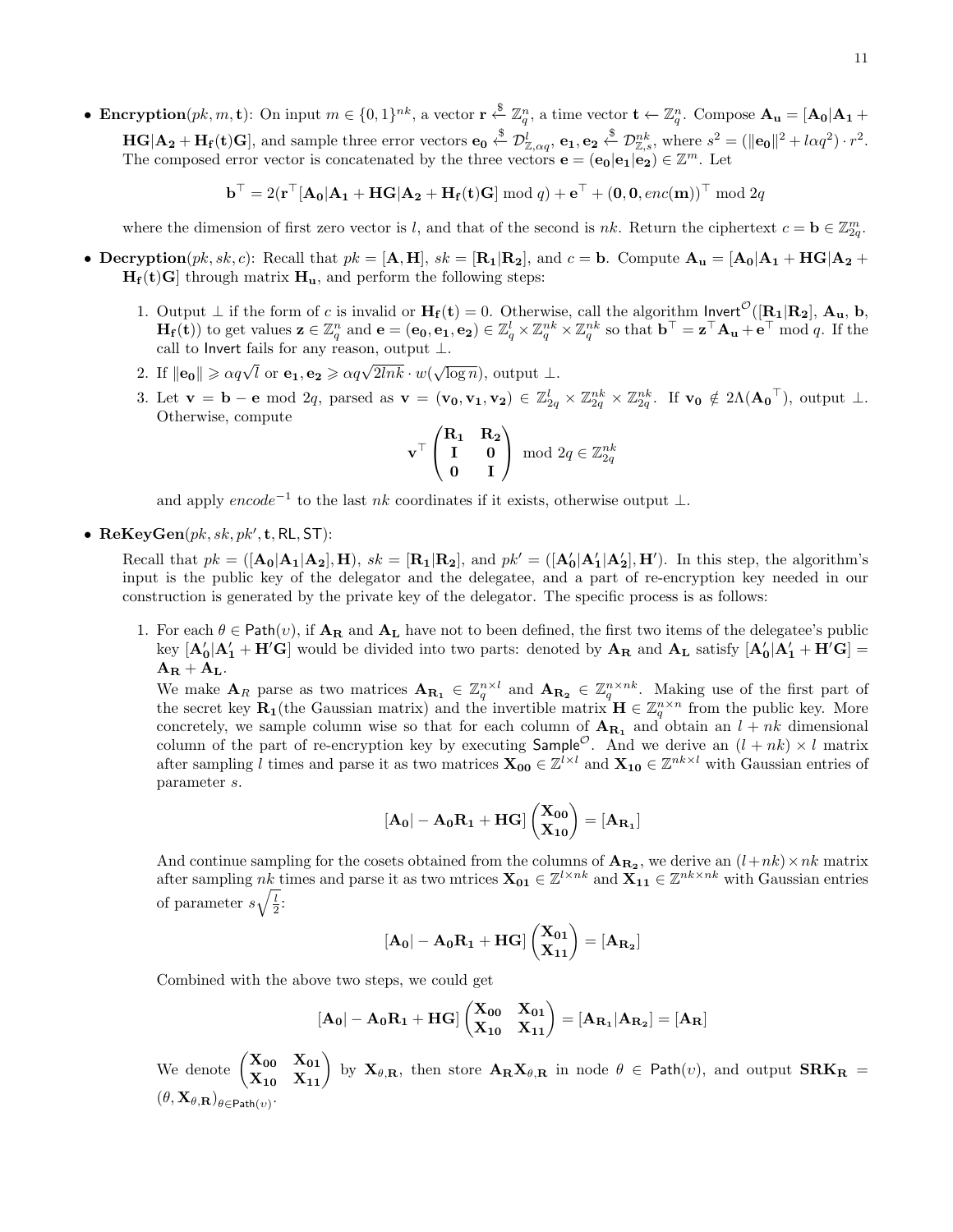- **Encryption**$(pk, m, \mathbf{t})$: On input $m \in \{0,1\}^{nk}$, a vector $\mathbf{r} \xleftarrow{\$} \mathbb{Z}_q^n$, a time vector $\mathbf{t} \leftarrow \mathbb{Z}_q^n$. Compose $\mathbf{A_u} = [\mathbf{A_0}|\mathbf{A_1} + \mathbf{HG}|\mathbf{A_2} + \mathbf{H_f(t)G}]$, and sample three error vectors $\mathbf{e_0} \xleftarrow{\$} \mathcal{D}^l_{\mathbb{Z},\alpha q}$, $\mathbf{e_1}, \mathbf{e_2} \xleftarrow{\$} \mathcal{D}^{nk}_{\mathbb{Z},s}$, where $s^2 = (\|\mathbf{e_0}\|^2 + l\alpha q^2) \cdot r^2$. The composed error vector is concatenated by the three vectors $\mathbf{e} = (\mathbf{e_0}|\mathbf{e_1}|\mathbf{e_2}) \in \mathbb{Z}^m$. Let

$$\mathbf{b}^\top = 2(\mathbf{r}^\top [\mathbf{A_0}|\mathbf{A_1} + \mathbf{HG}|\mathbf{A_2} + \mathbf{H_f(t)G}] \bmod q) + \mathbf{e}^\top + (\mathbf{0}, \mathbf{0}, enc(\mathbf{m}))^\top \bmod 2q$$

  where the dimension of first zero vector is $l$, and that of the second is $nk$. Return the ciphertext $c = \mathbf{b} \in \mathbb{Z}^m_{2q}$.

- **Decryption**$(pk, sk, c)$: Recall that $pk = [\mathbf{A}, \mathbf{H}]$, $sk = [\mathbf{R_1}|\mathbf{R_2}]$, and $c = \mathbf{b}$. Compute $\mathbf{A_u} = [\mathbf{A_0}|\mathbf{A_1} + \mathbf{HG}|\mathbf{A_2} + \mathbf{H_f(t)G}]$ through matrix $\mathbf{H_u}$, and perform the following steps:

  1. Output $\perp$ if the form of $c$ is invalid or $\mathbf{H_f(t)} = 0$. Otherwise, call the algorithm $\mathsf{Invert}^{\mathcal{O}}([\mathbf{R_1}|\mathbf{R_2}], \mathbf{A_u}, \mathbf{b}, \mathbf{H_f(t)})$ to get values $\mathbf{z} \in \mathbb{Z}_q^n$ and $\mathbf{e} = (\mathbf{e_0}, \mathbf{e_1}, \mathbf{e_2}) \in \mathbb{Z}_q^l \times \mathbb{Z}_q^{nk} \times \mathbb{Z}_q^{nk}$ so that $\mathbf{b}^\top = \mathbf{z}^\top \mathbf{A_u} + \mathbf{e}^\top \bmod q$. If the call to $\mathsf{Invert}$ fails for any reason, output $\perp$.
  2. If $\|\mathbf{e_0}\| \geqslant \alpha q\sqrt{l}$ or $\mathbf{e_1}, \mathbf{e_2} \geqslant \alpha q\sqrt{2lnk} \cdot w(\sqrt{\log n})$, output $\perp$.
  3. Let $\mathbf{v} = \mathbf{b} - \mathbf{e} \bmod 2q$, parsed as $\mathbf{v} = (\mathbf{v_0}, \mathbf{v_1}, \mathbf{v_2}) \in \mathbb{Z}^l_{2q} \times \mathbb{Z}^{nk}_{2q} \times \mathbb{Z}^{nk}_{2q}$. If $\mathbf{v_0} \notin 2\Lambda(\mathbf{A_0}^\top)$, output $\perp$. Otherwise, compute

$$\mathbf{v}^\top \begin{pmatrix} \mathbf{R_1} & \mathbf{R_2} \\ \mathbf{I} & \mathbf{0} \\ \mathbf{0} & \mathbf{I} \end{pmatrix} \bmod 2q \in \mathbb{Z}^{nk}_{2q}$$

     and apply $encode^{-1}$ to the last $nk$ coordinates if it exists, otherwise output $\perp$.

- **ReKeyGen**$(pk, sk, pk', \mathbf{t}, \mathsf{RL}, \mathsf{ST})$:

  Recall that $pk = ([\mathbf{A_0}|\mathbf{A_1}|\mathbf{A_2}], \mathbf{H})$, $sk = [\mathbf{R_1}|\mathbf{R_2}]$, and $pk' = ([\mathbf{A_0'}|\mathbf{A_1'}|\mathbf{A_2'}], \mathbf{H'})$. In this step, the algorithm's input is the public key of the delegator and the delegatee, and a part of re-encryption key needed in our construction is generated by the private key of the delegator. The specific process is as follows:

  1. For each $\theta \in \mathsf{Path}(v)$, if $\mathbf{A_R}$ and $\mathbf{A_L}$ have not to been defined, the first two items of the delegatee's public key $[\mathbf{A_0'}|\mathbf{A_1'} + \mathbf{H'G}]$ would be divided into two parts: denoted by $\mathbf{A_R}$ and $\mathbf{A_L}$ satisfy $[\mathbf{A_0'}|\mathbf{A_1'} + \mathbf{H'G}] = \mathbf{A_R} + \mathbf{A_L}$.

     We make $\mathbf{A}_R$ parse as two matrices $\mathbf{A_{R_1}} \in \mathbb{Z}_q^{n\times l}$ and $\mathbf{A_{R_2}} \in \mathbb{Z}_q^{n\times nk}$. Making use of the first part of the secret key $\mathbf{R_1}$(the Gaussian matrix) and the invertible matrix $\mathbf{H} \in \mathbb{Z}_q^{n\times n}$ from the public key. More concretely, we sample column wise so that for each column of $\mathbf{A_{R_1}}$ and obtain an $l + nk$ dimensional column of the part of re-encryption key by executing $\mathsf{Sample}^{\mathcal{O}}$. And we derive an $(l + nk) \times l$ matrix after sampling $l$ times and parse it as two matrices $\mathbf{X_{00}} \in \mathbb{Z}^{l\times l}$ and $\mathbf{X_{10}} \in \mathbb{Z}^{nk\times l}$ with Gaussian entries of parameter $s$.

$$[\mathbf{A_0}| - \mathbf{A_0 R_1} + \mathbf{HG}] \begin{pmatrix} \mathbf{X_{00}} \\ \mathbf{X_{10}} \end{pmatrix} = [\mathbf{A_{R_1}}]$$

     And continue sampling for the cosets obtained from the columns of $\mathbf{A_{R_2}}$, we derive an $(l+nk)\times nk$ matrix after sampling $nk$ times and parse it as two mtrices $\mathbf{X_{01}} \in \mathbb{Z}^{l\times nk}$ and $\mathbf{X_{11}} \in \mathbb{Z}^{nk\times nk}$ with Gaussian entries of parameter $s\sqrt{\frac{l}{2}}$:

$$[\mathbf{A_0}| - \mathbf{A_0 R_1} + \mathbf{HG}] \begin{pmatrix} \mathbf{X_{01}} \\ \mathbf{X_{11}} \end{pmatrix} = [\mathbf{A_{R_2}}]$$

     Combined with the above two steps, we could get

$$[\mathbf{A_0}| - \mathbf{A_0 R_1} + \mathbf{HG}] \begin{pmatrix} \mathbf{X_{00}} & \mathbf{X_{01}} \\ \mathbf{X_{10}} & \mathbf{X_{11}} \end{pmatrix} = [\mathbf{A_{R_1}}|\mathbf{A_{R_2}}] = [\mathbf{A_R}]$$

     We denote $\begin{pmatrix} \mathbf{X_{00}} & \mathbf{X_{01}} \\ \mathbf{X_{10}} & \mathbf{X_{11}} \end{pmatrix}$ by $\mathbf{X}_{\theta,\mathbf{R}}$, then store $\mathbf{A_R X}_{\theta,\mathbf{R}}$ in node $\theta \in \mathsf{Path}(v)$, and output $\mathbf{SRK_R} = (\theta, \mathbf{X}_{\theta,\mathbf{R}})_{\theta\in\mathsf{Path}(v)}$.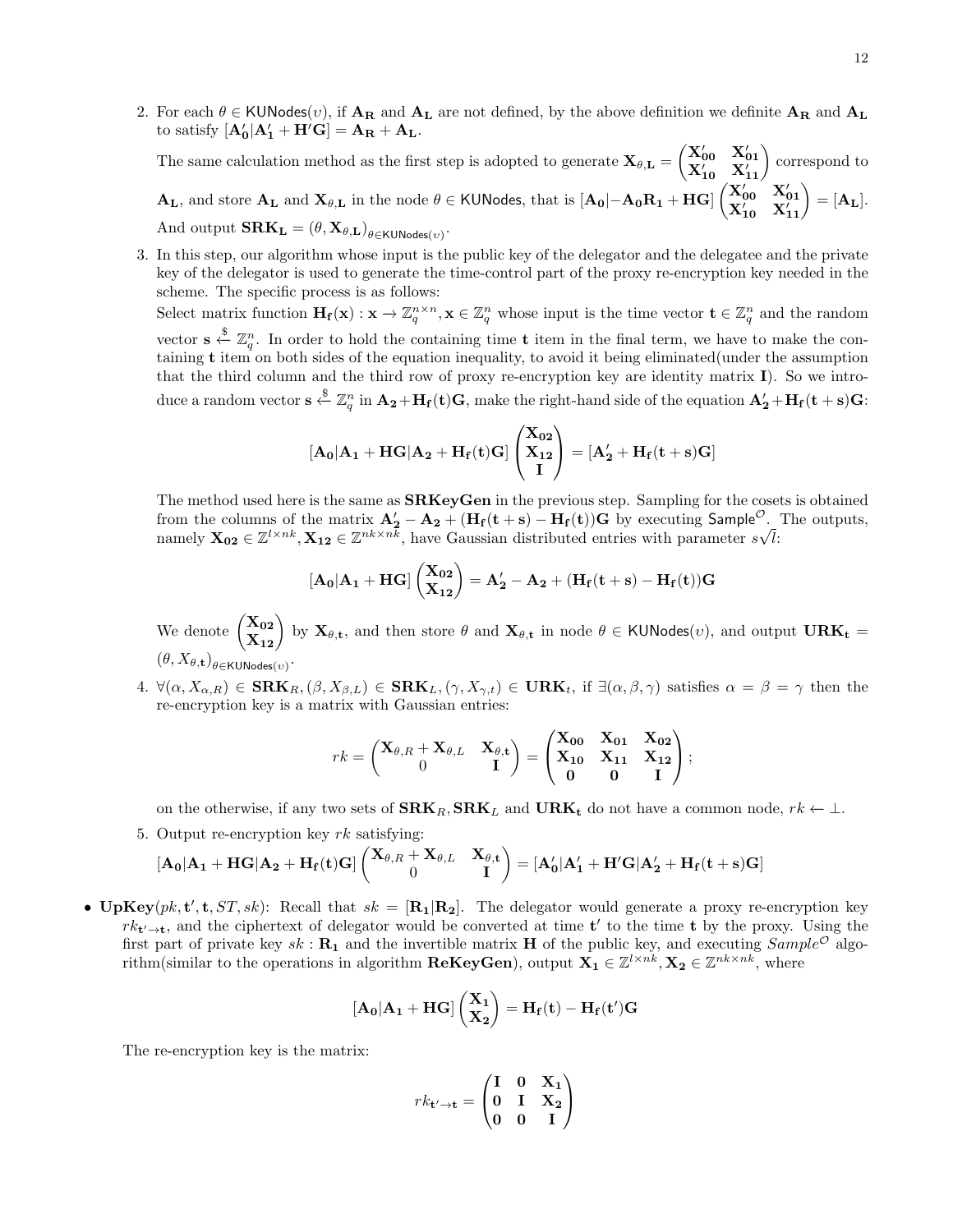2. For each $\theta \in \mathsf{KUNodes}(\upsilon)$, if $\mathbf{A_R}$ and $\mathbf{A_L}$ are not defined, by the above definition we definite $\mathbf{A_R}$ and $\mathbf{A_L}$ to satisfy $[\mathbf{A_0'}|\mathbf{A_1'}+\mathbf{H'G}] = \mathbf{A_R}+\mathbf{A_L}$.

   The same calculation method as the first step is adopted to generate $\mathbf{X}_{\theta,\mathbf{L}} = \begin{pmatrix} \mathbf{X'_{00}} & \mathbf{X'_{01}} \\ \mathbf{X'_{10}} & \mathbf{X'_{11}} \end{pmatrix}$ correspond to $\mathbf{A_L}$, and store $\mathbf{A_L}$ and $\mathbf{X}_{\theta,\mathbf{L}}$ in the node $\theta \in \mathsf{KUNodes}$, that is $[\mathbf{A_0}|-\mathbf{A_0R_1}+\mathbf{HG}]\begin{pmatrix} \mathbf{X'_{00}} & \mathbf{X'_{01}} \\ \mathbf{X'_{10}} & \mathbf{X'_{11}} \end{pmatrix} = [\mathbf{A_L}]$. And output $\mathbf{SRK_L} = (\theta, \mathbf{X}_{\theta,\mathbf{L}})_{\theta\in\mathsf{KUNodes}(\upsilon)}$.

3. In this step, our algorithm whose input is the public key of the delegator and the delegatee and the private key of the delegator is used to generate the time-control part of the proxy re-encryption key needed in the scheme. The specific process is as follows:

   Select matrix function $\mathbf{H_f}(\mathbf{x}) : \mathbf{x} \to \mathbb{Z}_q^{n\times n}, \mathbf{x} \in \mathbb{Z}_q^n$ whose input is the time vector $\mathbf{t} \in \mathbb{Z}_q^n$ and the random vector $\mathbf{s} \xleftarrow{\$} \mathbb{Z}_q^n$. In order to hold the containing time $\mathbf{t}$ item in the final term, we have to make the containing $\mathbf{t}$ item on both sides of the equation inequality, to avoid it being eliminated(under the assumption that the third column and the third row of proxy re-encryption key are identity matrix $\mathbf{I}$). So we introduce a random vector $\mathbf{s} \xleftarrow{\$} \mathbb{Z}_q^n$ in $\mathbf{A_2}+\mathbf{H_f}(\mathbf{t})\mathbf{G}$, make the right-hand side of the equation $\mathbf{A_2'}+\mathbf{H_f}(\mathbf{t}+\mathbf{s})\mathbf{G}$:

$$[\mathbf{A_0}|\mathbf{A_1}+\mathbf{HG}|\mathbf{A_2}+\mathbf{H_f}(\mathbf{t})\mathbf{G}]\begin{pmatrix} \mathbf{X_{02}} \\ \mathbf{X_{12}} \\ \mathbf{I} \end{pmatrix} = [\mathbf{A_2'}+\mathbf{H_f}(\mathbf{t}+\mathbf{s})\mathbf{G}]$$

   The method used here is the same as **SRKeyGen** in the previous step. Sampling for the cosets is obtained from the columns of the matrix $\mathbf{A_2'}-\mathbf{A_2}+(\mathbf{H_f}(\mathbf{t}+\mathbf{s})-\mathbf{H_f}(\mathbf{t}))\mathbf{G}$ by executing $\mathsf{Sample}^{\mathcal{O}}$. The outputs, namely $\mathbf{X_{02}} \in \mathbb{Z}^{l\times nk}, \mathbf{X_{12}} \in \mathbb{Z}^{nk\times nk}$, have Gaussian distributed entries with parameter $s\sqrt{l}$:

$$[\mathbf{A_0}|\mathbf{A_1}+\mathbf{HG}]\begin{pmatrix} \mathbf{X_{02}} \\ \mathbf{X_{12}} \end{pmatrix} = \mathbf{A_2'}-\mathbf{A_2}+(\mathbf{H_f}(\mathbf{t}+\mathbf{s})-\mathbf{H_f}(\mathbf{t}))\mathbf{G}$$

   We denote $\begin{pmatrix} \mathbf{X_{02}} \\ \mathbf{X_{12}} \end{pmatrix}$ by $\mathbf{X}_{\theta,\mathbf{t}}$, and then store $\theta$ and $\mathbf{X}_{\theta,\mathbf{t}}$ in node $\theta \in \mathsf{KUNodes}(\upsilon)$, and output $\mathbf{URK_t} = (\theta, X_{\theta,\mathbf{t}})_{\theta\in\mathsf{KUNodes}(\upsilon)}$.

4. $\forall(\alpha, X_{\alpha,R}) \in \mathbf{SRK}_R, (\beta, X_{\beta,L}) \in \mathbf{SRK}_L, (\gamma, X_{\gamma,t}) \in \mathbf{URK}_t$, if $\exists(\alpha,\beta,\gamma)$ satisfies $\alpha = \beta = \gamma$ then the re-encryption key is a matrix with Gaussian entries:

$$rk = \begin{pmatrix} \mathbf{X}_{\theta,R}+\mathbf{X}_{\theta,L} & \mathbf{X}_{\theta,\mathbf{t}} \\ 0 & \mathbf{I} \end{pmatrix} = \begin{pmatrix} \mathbf{X_{00}} & \mathbf{X_{01}} & \mathbf{X_{02}} \\ \mathbf{X_{10}} & \mathbf{X_{11}} & \mathbf{X_{12}} \\ \mathbf{0} & \mathbf{0} & \mathbf{I} \end{pmatrix};$$

   on the otherwise, if any two sets of $\mathbf{SRK}_R, \mathbf{SRK}_L$ and $\mathbf{URK_t}$ do not have a common node, $rk \leftarrow \perp$.

5. Output re-encryption key $rk$ satisfying:

$$[\mathbf{A_0}|\mathbf{A_1}+\mathbf{HG}|\mathbf{A_2}+\mathbf{H_f}(\mathbf{t})\mathbf{G}]\begin{pmatrix} \mathbf{X}_{\theta,R}+\mathbf{X}_{\theta,L} & \mathbf{X}_{\theta,\mathbf{t}} \\ 0 & \mathbf{I} \end{pmatrix} = [\mathbf{A_0'}|\mathbf{A_1'}+\mathbf{H'G}|\mathbf{A_2'}+\mathbf{H_f}(\mathbf{t}+\mathbf{s})\mathbf{G}]$$

- **UpKey**($pk, \mathbf{t'}, \mathbf{t}, ST, sk$): Recall that $sk = [\mathbf{R_1}|\mathbf{R_2}]$. The delegator would generate a proxy re-encryption key $rk_{\mathbf{t'}\to\mathbf{t}}$, and the ciphertext of delegator would be converted at time $\mathbf{t'}$ to the time $\mathbf{t}$ by the proxy. Using the first part of private key $sk : \mathbf{R_1}$ and the invertible matrix $\mathbf{H}$ of the public key, and executing $Sample^{\mathcal{O}}$ algorithm(similar to the operations in algorithm **ReKeyGen**), output $\mathbf{X_1} \in \mathbb{Z}^{l\times nk}, \mathbf{X_2} \in \mathbb{Z}^{nk\times nk}$, where

$$[\mathbf{A_0}|\mathbf{A_1}+\mathbf{HG}]\begin{pmatrix} \mathbf{X_1} \\ \mathbf{X_2} \end{pmatrix} = \mathbf{H_f}(\mathbf{t})-\mathbf{H_f}(\mathbf{t'})\mathbf{G}$$

  The re-encryption key is the matrix:

$$rk_{\mathbf{t'}\to\mathbf{t}} = \begin{pmatrix} \mathbf{I} & \mathbf{0} & \mathbf{X_1} \\ \mathbf{0} & \mathbf{I} & \mathbf{X_2} \\ \mathbf{0} & \mathbf{0} & \mathbf{I} \end{pmatrix}$$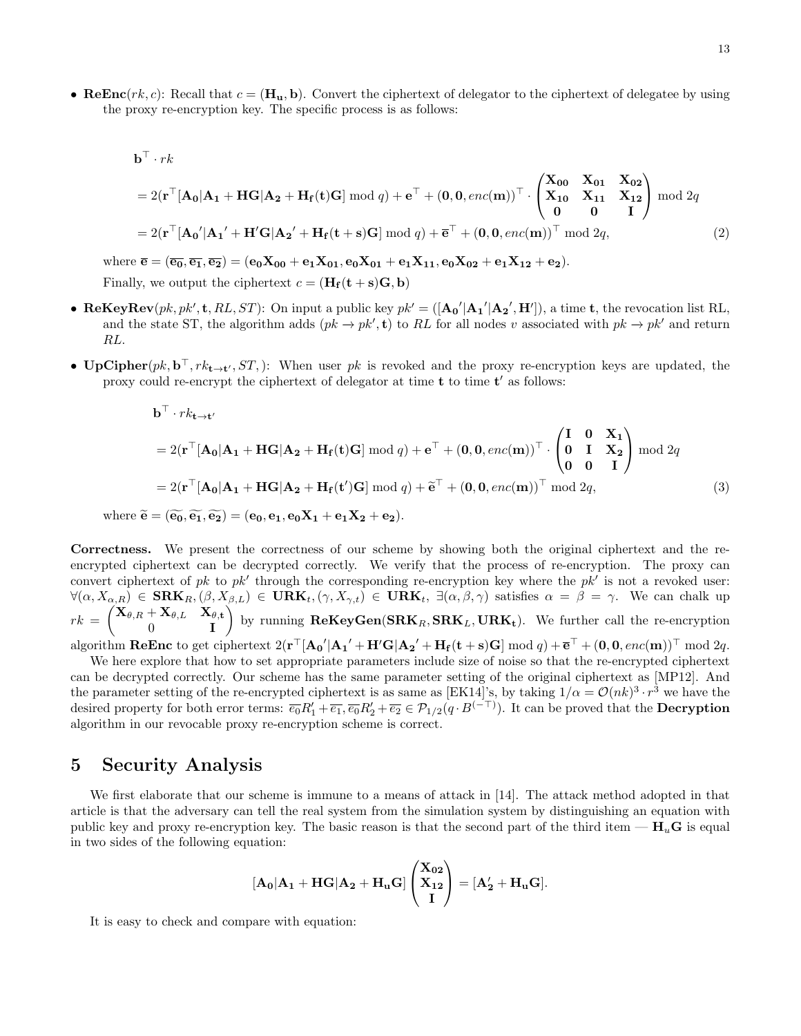- **ReEnc**$(rk, c)$: Recall that $c = (\mathbf{H_u}, \mathbf{b})$. Convert the ciphertext of delegator to the ciphertext of delegatee by using the proxy re-encryption key. The specific process is as follows:

$$
\begin{aligned}
&\mathbf{b}^\top \cdot rk \\
&= 2(\mathbf{r}^\top[\mathbf{A_0}|\mathbf{A_1}+\mathbf{HG}|\mathbf{A_2}+\mathbf{H_f(t)G}] \bmod q) + \mathbf{e}^\top + (\mathbf{0},\mathbf{0},enc(\mathbf{m}))^\top \cdot \begin{pmatrix} \mathbf{X_{00}} & \mathbf{X_{01}} & \mathbf{X_{02}} \\ \mathbf{X_{10}} & \mathbf{X_{11}} & \mathbf{X_{12}} \\ \mathbf{0} & \mathbf{0} & \mathbf{I} \end{pmatrix} \bmod 2q \\
&= 2(\mathbf{r}^\top[\mathbf{A_0}'|\mathbf{A_1}'+\mathbf{H'G}|\mathbf{A_2}'+\mathbf{H_f(t+s)G}] \bmod q) + \overline{\mathbf{e}}^\top + (\mathbf{0},\mathbf{0},enc(\mathbf{m}))^\top \bmod 2q, \qquad (2)
\end{aligned}
$$

where $\overline{\mathbf{e}} = (\overline{\mathbf{e_0}}, \overline{\mathbf{e_1}}, \overline{\mathbf{e_2}}) = (\mathbf{e_0X_{00}}+\mathbf{e_1X_{01}}, \mathbf{e_0X_{01}}+\mathbf{e_1X_{11}}, \mathbf{e_0X_{02}}+\mathbf{e_1X_{12}}+\mathbf{e_2})$.

Finally, we output the ciphertext $c = (\mathbf{H_f(t+s)G}, \mathbf{b})$

- **ReKeyRev**$(pk, pk', \mathbf{t}, RL, ST)$: On input a public key $pk' = ([\mathbf{A_0}'|\mathbf{A_1}'|\mathbf{A_2}', \mathbf{H}'])$, a time $\mathbf{t}$, the revocation list RL, and the state ST, the algorithm adds $(pk \to pk', \mathbf{t})$ to $RL$ for all nodes $v$ associated with $pk \to pk'$ and return $RL$.

- **UpCipher**$(pk, \mathbf{b}^\top, rk_{\mathbf{t}\to\mathbf{t}'}, ST, )$: When user $pk$ is revoked and the proxy re-encryption keys are updated, the proxy could re-encrypt the ciphertext of delegator at time $\mathbf{t}$ to time $\mathbf{t}'$ as follows:

$$
\begin{aligned}
&\mathbf{b}^\top \cdot rk_{\mathbf{t}\to\mathbf{t}'} \\
&= 2(\mathbf{r}^\top[\mathbf{A_0}|\mathbf{A_1}+\mathbf{HG}|\mathbf{A_2}+\mathbf{H_f(t)G}] \bmod q) + \mathbf{e}^\top + (\mathbf{0},\mathbf{0},enc(\mathbf{m}))^\top \cdot \begin{pmatrix} \mathbf{I} & \mathbf{0} & \mathbf{X_1} \\ \mathbf{0} & \mathbf{I} & \mathbf{X_2} \\ \mathbf{0} & \mathbf{0} & \mathbf{I} \end{pmatrix} \bmod 2q \\
&= 2(\mathbf{r}^\top[\mathbf{A_0}|\mathbf{A_1}+\mathbf{HG}|\mathbf{A_2}+\mathbf{H_f(t')G}] \bmod q) + \widetilde{\mathbf{e}}^\top + (\mathbf{0},\mathbf{0},enc(\mathbf{m}))^\top \bmod 2q, \qquad (3)
\end{aligned}
$$

where $\widetilde{\mathbf{e}} = (\widetilde{\mathbf{e_0}}, \widetilde{\mathbf{e_1}}, \widetilde{\mathbf{e_2}}) = (\mathbf{e_0}, \mathbf{e_1}, \mathbf{e_0X_1}+\mathbf{e_1X_2}+\mathbf{e_2})$.

**Correctness.** We present the correctness of our scheme by showing both the original ciphertext and the re-encrypted ciphertext can be decrypted correctly. We verify that the process of re-encryption. The proxy can convert ciphertext of $pk$ to $pk'$ through the corresponding re-encryption key where the $pk'$ is not a revoked user: $\forall(\alpha, X_{\alpha,R}) \in \mathbf{SRK}_R, (\beta, X_{\beta,L}) \in \mathbf{URK}_t, (\gamma, X_{\gamma,t}) \in \mathbf{URK}_t$, $\exists(\alpha,\beta,\gamma)$ satisfies $\alpha = \beta = \gamma$. We can chalk up $rk = \begin{pmatrix} \mathbf{X}_{\theta,R}+\mathbf{X}_{\theta,L} & \mathbf{X}_{\theta,\mathbf{t}} \\ 0 & \mathbf{I} \end{pmatrix}$ by running **ReKeyGen**$(\mathbf{SRK}_R, \mathbf{SRK}_L, \mathbf{URK_t})$. We further call the re-encryption algorithm **ReEnc** to get ciphertext $2(\mathbf{r}^\top[\mathbf{A_0}'|\mathbf{A_1}'+\mathbf{H'G}|\mathbf{A_2}'+\mathbf{H_f(t+s)G}] \bmod q) + \overline{\mathbf{e}}^\top + (\mathbf{0},\mathbf{0},enc(\mathbf{m}))^\top \bmod 2q$.

We here explore that how to set appropriate parameters include size of noise so that the re-encrypted ciphertext can be decrypted correctly. Our scheme has the same parameter setting of the original ciphertext as [MP12]. And the parameter setting of the re-encrypted ciphertext is as same as [EK14]'s, by taking $1/\alpha = \mathcal{O}(nk)^3 \cdot r^3$ we have the desired property for both error terms: $\overline{e_0}R_1' + \overline{e_1}, \overline{e_0}R_2' + \overline{e_2} \in \mathcal{P}_{1/2}(q \cdot B^{(-\top)})$. It can be proved that the **Decryption** algorithm in our revocable proxy re-encryption scheme is correct.

# 5 Security Analysis

We first elaborate that our scheme is immune to a means of attack in [14]. The attack method adopted in that article is that the adversary can tell the real system from the simulation system by distinguishing an equation with public key and proxy re-encryption key. The basic reason is that the second part of the third item — $\mathbf{H}_u\mathbf{G}$ is equal in two sides of the following equation:

$$
[\mathbf{A_0}|\mathbf{A_1}+\mathbf{HG}|\mathbf{A_2}+\mathbf{H_uG}] \begin{pmatrix} \mathbf{X_{02}} \\ \mathbf{X_{12}} \\ \mathbf{I} \end{pmatrix} = [\mathbf{A}_2' + \mathbf{H_uG}].
$$

It is easy to check and compare with equation: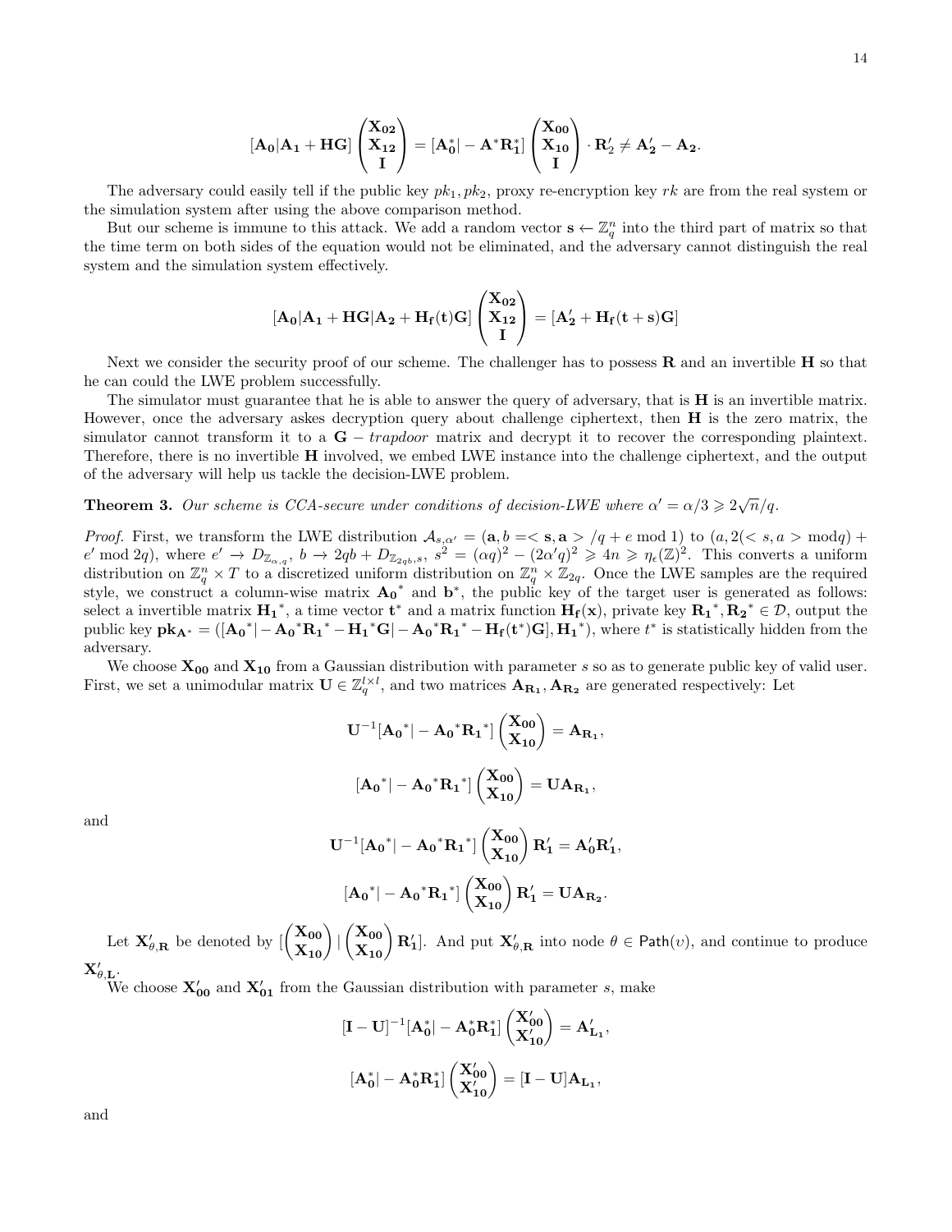$$[\mathbf{A_0}|\mathbf{A_1}+\mathbf{HG}]\begin{pmatrix}\mathbf{X_{02}}\\ \mathbf{X_{12}}\\ \mathbf{I}\end{pmatrix}=[\mathbf{A_0^*}|-\mathbf{A}^*\mathbf{R_1^*}]\begin{pmatrix}\mathbf{X_{00}}\\ \mathbf{X_{10}}\\ \mathbf{I}\end{pmatrix}\cdot\mathbf{R}_2'\neq\mathbf{A_2'}-\mathbf{A_2}.$$

The adversary could easily tell if the public key $pk_1, pk_2$, proxy re-encryption key $rk$ are from the real system or the simulation system after using the above comparison method.

But our scheme is immune to this attack. We add a random vector $\mathbf{s}\leftarrow\mathbb{Z}_q^n$ into the third part of matrix so that the time term on both sides of the equation would not be eliminated, and the adversary cannot distinguish the real system and the simulation system effectively.

$$[\mathbf{A_0}|\mathbf{A_1}+\mathbf{HG}|\mathbf{A_2}+\mathbf{H_f(t)G}]\begin{pmatrix}\mathbf{X_{02}}\\ \mathbf{X_{12}}\\ \mathbf{I}\end{pmatrix}=[\mathbf{A_2'}+\mathbf{H_f(t+s)G}]$$

Next we consider the security proof of our scheme. The challenger has to possess $\mathbf{R}$ and an invertible $\mathbf{H}$ so that he can could the LWE problem successfully.

The simulator must guarantee that he is able to answer the query of adversary, that is $\mathbf{H}$ is an invertible matrix. However, once the adversary askes decryption query about challenge ciphertext, then $\mathbf{H}$ is the zero matrix, the simulator cannot transform it to a $\mathbf{G}-trapdoor$ matrix and decrypt it to recover the corresponding plaintext. Therefore, there is no invertible $\mathbf{H}$ involved, we embed LWE instance into the challenge ciphertext, and the output of the adversary will help us tackle the decision-LWE problem.

**Theorem 3.** *Our scheme is CCA-secure under conditions of decision-LWE where $\alpha'=\alpha/3\geqslant 2\sqrt{n}/q$.*

*Proof.* First, we transform the LWE distribution $\mathcal{A}_{s,\alpha'}=(\mathbf{a},b=<\mathbf{s},\mathbf{a}>/q+e \bmod 1)$ to $(a,2(<s,a>\bmod q)+e' \bmod 2q)$, where $e'\rightarrow D_{\mathbb{Z}_{\alpha,q}}$, $b\rightarrow 2qb+D_{\mathbb{Z}_{2qb},s}$, $s^2=(\alpha q)^2-(2\alpha' q)^2\geqslant 4n\geqslant\eta_\epsilon(\mathbb{Z})^2$. This converts a uniform distribution on $\mathbb{Z}_q^n\times T$ to a discretized uniform distribution on $\mathbb{Z}_q^n\times\mathbb{Z}_{2q}$. Once the LWE samples are the required style, we construct a column-wise matrix $\mathbf{A_0}^*$ and $\mathbf{b}^*$, the public key of the target user is generated as follows: select a invertible matrix $\mathbf{H_1}^*$, a time vector $\mathbf{t}^*$ and a matrix function $\mathbf{H_f(x)}$, private key $\mathbf{R_1}^*,\mathbf{R_2}^*\in\mathcal{D}$, output the public key $\mathbf{pk_{A^*}}=([\mathbf{A_0}^*|-\mathbf{A_0}^*\mathbf{R_1}^*-\mathbf{H_1}^*\mathbf{G}|-\mathbf{A_0}^*\mathbf{R_1}^*-\mathbf{H_f(t^*)G}],\mathbf{H_1}^*)$, where $t^*$ is statistically hidden from the adversary.

We choose $\mathbf{X_{00}}$ and $\mathbf{X_{10}}$ from a Gaussian distribution with parameter $s$ so as to generate public key of valid user. First, we set a unimodular matrix $\mathbf{U}\in\mathbb{Z}_q^{l\times l}$, and two matrices $\mathbf{A_{R_1}},\mathbf{A_{R_2}}$ are generated respectively: Let

$$\mathbf{U}^{-1}[\mathbf{A_0}^*|-\mathbf{A_0}^*\mathbf{R_1}^*]\begin{pmatrix}\mathbf{X_{00}}\\ \mathbf{X_{10}}\end{pmatrix}=\mathbf{A_{R_1}},$$

$$[\mathbf{A_0}^*|-\mathbf{A_0}^*\mathbf{R_1}^*]\begin{pmatrix}\mathbf{X_{00}}\\ \mathbf{X_{10}}\end{pmatrix}=\mathbf{U}\mathbf{A_{R_1}},$$

and

$$\mathbf{U}^{-1}[\mathbf{A_0}^*|-\mathbf{A_0}^*\mathbf{R_1}^*]\begin{pmatrix}\mathbf{X_{00}}\\ \mathbf{X_{10}}\end{pmatrix}\mathbf{R}_1'=\mathbf{A_0'}\mathbf{R}_1',$$

$$[\mathbf{A_0}^*|-\mathbf{A_0}^*\mathbf{R_1}^*]\begin{pmatrix}\mathbf{X_{00}}\\ \mathbf{X_{10}}\end{pmatrix}\mathbf{R}_1'=\mathbf{U}\mathbf{A_{R_2}}.$$

Let $\mathbf{X}'_{\theta,\mathbf{R}}$ be denoted by $[\begin{pmatrix}\mathbf{X_{00}}\\ \mathbf{X_{10}}\end{pmatrix}|\begin{pmatrix}\mathbf{X_{00}}\\ \mathbf{X_{10}}\end{pmatrix}\mathbf{R}_1']$. And put $\mathbf{X}'_{\theta,\mathbf{R}}$ into node $\theta\in\mathsf{Path}(\upsilon)$, and continue to produce $\mathbf{X}'_{\theta,\mathbf{L}}$.

We choose $\mathbf{X'_{00}}$ and $\mathbf{X'_{01}}$ from the Gaussian distribution with parameter $s$, make

$$[\mathbf{I}-\mathbf{U}]^{-1}[\mathbf{A_0^*}|-\mathbf{A_0^*}\mathbf{R_1^*}]\begin{pmatrix}\mathbf{X'_{00}}\\ \mathbf{X'_{10}}\end{pmatrix}=\mathbf{A'_{L_1}},$$

$$[\mathbf{A_0^*}|-\mathbf{A_0^*}\mathbf{R_1^*}]\begin{pmatrix}\mathbf{X'_{00}}\\ \mathbf{X'_{10}}\end{pmatrix}=[\mathbf{I}-\mathbf{U}]\mathbf{A_{L_1}},$$

and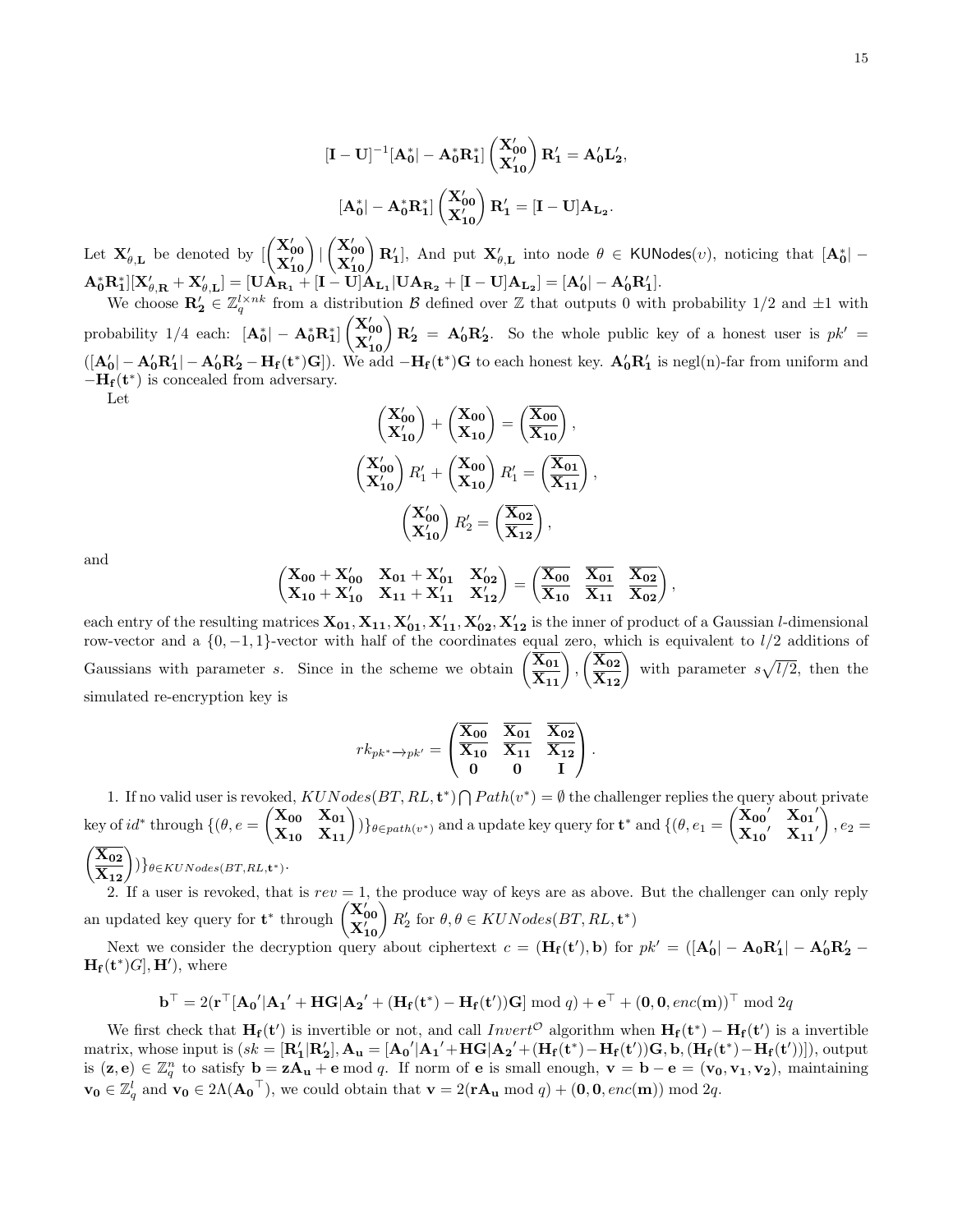$$[\mathbf{I}-\mathbf{U}]^{-1}[\mathbf{A_0^*}|-\mathbf{A_0^*R_1^*}]\begin{pmatrix}\mathbf{X'_{00}}\\ \mathbf{X'_{10}}\end{pmatrix}\mathbf{R'_1}=\mathbf{A'_0L'_2},$$

$$[\mathbf{A_0^*}|-\mathbf{A_0^*R_1^*}]\begin{pmatrix}\mathbf{X'_{00}}\\ \mathbf{X'_{10}}\end{pmatrix}\mathbf{R'_1}=[\mathbf{I}-\mathbf{U}]\mathbf{A_{L_2}}.$$

Let $\mathbf{X}'_{\theta,\mathbf{L}}$ be denoted by $[\begin{pmatrix}\mathbf{X'_{00}}\\ \mathbf{X'_{10}}\end{pmatrix}|\begin{pmatrix}\mathbf{X'_{00}}\\ \mathbf{X'_{10}}\end{pmatrix}\mathbf{R'_1}]$, And put $\mathbf{X}'_{\theta,\mathbf{L}}$ into node $\theta\in\mathsf{KUNodes}(v)$, noticing that $[\mathbf{A_0^*}|-\mathbf{A_0^*R_1^*}][\mathbf{X}'_{\theta,\mathbf{R}}+\mathbf{X}'_{\theta,\mathbf{L}}]=[\mathbf{UA_{R_1}}+[\mathbf{I}-\mathbf{U}]\mathbf{A_{L_1}}|\mathbf{UA_{R_2}}+[\mathbf{I}-\mathbf{U}]\mathbf{A_{L_2}}]=[\mathbf{A'_0}|-\mathbf{A'_0R'_1}]$.

We choose $\mathbf{R'_2}\in\mathbb{Z}_q^{l\times nk}$ from a distribution $\mathcal{B}$ defined over $\mathbb{Z}$ that outputs 0 with probability 1/2 and $\pm1$ with probability 1/4 each: $[\mathbf{A_0^*}|-\mathbf{A_0^*R_1^*}]\begin{pmatrix}\mathbf{X'_{00}}\\ \mathbf{X'_{10}}\end{pmatrix}\mathbf{R'_2}=\mathbf{A'_0R'_2}$. So the whole public key of a honest user is $pk'=([\mathbf{A'_0}|-\mathbf{A'_0R'_1}|-\mathbf{A'_0R'_2}-\mathbf{H_f(t^*)G}])$. We add $-\mathbf{H_f(t^*)G}$ to each honest key. $\mathbf{A'_0R'_1}$ is negl(n)-far from uniform and $-\mathbf{H_f(t^*)}$ is concealed from adversary.

Let

$$\begin{pmatrix}\mathbf{X'_{00}}\\ \mathbf{X'_{10}}\end{pmatrix}+\begin{pmatrix}\mathbf{X_{00}}\\ \mathbf{X_{10}}\end{pmatrix}=\begin{pmatrix}\overline{\mathbf{X_{00}}}\\ \overline{\mathbf{X_{10}}}\end{pmatrix},$$

$$\begin{pmatrix}\mathbf{X'_{00}}\\ \mathbf{X'_{10}}\end{pmatrix}R'_1+\begin{pmatrix}\mathbf{X_{00}}\\ \mathbf{X_{10}}\end{pmatrix}R'_1=\begin{pmatrix}\overline{\mathbf{X_{01}}}\\ \overline{\mathbf{X_{11}}}\end{pmatrix},$$

$$\begin{pmatrix}\mathbf{X'_{00}}\\ \mathbf{X'_{10}}\end{pmatrix}R'_2=\begin{pmatrix}\overline{\mathbf{X_{02}}}\\ \overline{\mathbf{X_{12}}}\end{pmatrix},$$

and

$$\begin{pmatrix}\mathbf{X_{00}}+\mathbf{X'_{00}} & \mathbf{X_{01}}+\mathbf{X'_{01}} & \mathbf{X'_{02}}\\ \mathbf{X_{10}}+\mathbf{X'_{10}} & \mathbf{X_{11}}+\mathbf{X'_{11}} & \mathbf{X'_{12}}\end{pmatrix}=\begin{pmatrix}\overline{\mathbf{X_{00}}} & \overline{\mathbf{X_{01}}} & \overline{\mathbf{X_{02}}}\\ \overline{\mathbf{X_{10}}} & \overline{\mathbf{X_{11}}} & \overline{\mathbf{X_{02}}}\end{pmatrix},$$

each entry of the resulting matrices $\mathbf{X_{01}},\mathbf{X_{11}},\mathbf{X'_{01}},\mathbf{X'_{11}},\mathbf{X'_{02}},\mathbf{X'_{12}}$ is the inner of product of a Gaussian $l$-dimensional row-vector and a $\{0,-1,1\}$-vector with half of the coordinates equal zero, which is equivalent to $l/2$ additions of Gaussians with parameter $s$. Since in the scheme we obtain $\begin{pmatrix}\overline{\mathbf{X_{01}}}\\ \overline{\mathbf{X_{11}}}\end{pmatrix},\begin{pmatrix}\overline{\mathbf{X_{02}}}\\ \overline{\mathbf{X_{12}}}\end{pmatrix}$ with parameter $s\sqrt{l/2}$, then the simulated re-encryption key is

$$rk_{pk^*\to pk'}=\begin{pmatrix}\overline{\mathbf{X_{00}}} & \overline{\mathbf{X_{01}}} & \overline{\mathbf{X_{02}}}\\ \overline{\mathbf{X_{10}}} & \overline{\mathbf{X_{11}}} & \overline{\mathbf{X_{12}}}\\ \mathbf{0} & \mathbf{0} & \mathbf{I}\end{pmatrix}.$$

1. If no valid user is revoked, $KUNodes(BT,RL,\mathbf{t}^*)\bigcap Path(v^*)=\emptyset$ the challenger replies the query about private key of $id^*$ through $\{(\theta,e=\begin{pmatrix}\mathbf{X_{00}} & \mathbf{X_{01}}\\ \mathbf{X_{10}} & \mathbf{X_{11}}\end{pmatrix})\}_{\theta\in path(v^*)}$ and a update key query for $\mathbf{t}^*$ and $\{(\theta,e_1=\begin{pmatrix}\mathbf{X_{00}}' & \mathbf{X_{01}}'\\ \mathbf{X_{10}}' & \mathbf{X_{11}}'\end{pmatrix},e_2=\begin{pmatrix}\overline{\mathbf{X_{02}}}\\ \overline{\mathbf{X_{12}}}\end{pmatrix})\}_{\theta\in KUNodes(BT,RL,\mathbf{t}^*)}$.

2. If a user is revoked, that is $rev=1$, the produce way of keys are as above. But the challenger can only reply an updated key query for $\mathbf{t}^*$ through $\begin{pmatrix}\mathbf{X'_{00}}\\ \mathbf{X'_{10}}\end{pmatrix}R'_2$ for $\theta,\theta\in KUNodes(BT,RL,\mathbf{t}^*)$

Next we consider the decryption query about ciphertext $c=(\mathbf{H_f(t')},\mathbf{b})$ for $pk'=([\mathbf{A'_0}|-\mathbf{A_0R'_1}|-\mathbf{A'_0R'_2}-\mathbf{H_f(t^*)}G],\mathbf{H}')$, where

$$\mathbf{b}^\top=2(\mathbf{r}^\top[\mathbf{A_0}'|\mathbf{A_1}'+\mathbf{HG}|\mathbf{A_2}'+(\mathbf{H_f(t^*)}-\mathbf{H_f(t')})\mathbf{G}]\bmod q)+\mathbf{e}^\top+(\mathbf{0},\mathbf{0},enc(\mathbf{m}))^\top\bmod 2q$$

We first check that $\mathbf{H_f(t')}$ is invertible or not, and call $Invert^{\mathcal{O}}$ algorithm when $\mathbf{H_f(t^*)}-\mathbf{H_f(t')}$ is a invertible matrix, whose input is $(sk=[\mathbf{R'_1}|\mathbf{R'_2}],\mathbf{A_u}=[\mathbf{A_0}'|\mathbf{A_1}'+\mathbf{HG}|\mathbf{A_2}'+(\mathbf{H_f(t^*)}-\mathbf{H_f(t')})\mathbf{G},\mathbf{b},(\mathbf{H_f(t^*)}-\mathbf{H_f(t')})])$, output is $(\mathbf{z},\mathbf{e})\in\mathbb{Z}_q^n$ to satisfy $\mathbf{b}=\mathbf{zA_u}+\mathbf{e}\bmod q$. If norm of $\mathbf{e}$ is small enough, $\mathbf{v}=\mathbf{b}-\mathbf{e}=(\mathbf{v_0},\mathbf{v_1},\mathbf{v_2})$, maintaining $\mathbf{v_0}\in\mathbb{Z}_q^l$ and $\mathbf{v_0}\in2\Lambda(\mathbf{A_0}^\top)$, we could obtain that $\mathbf{v}=2(\mathbf{rA_u}\bmod q)+(\mathbf{0},\mathbf{0},enc(\mathbf{m}))\bmod 2q$.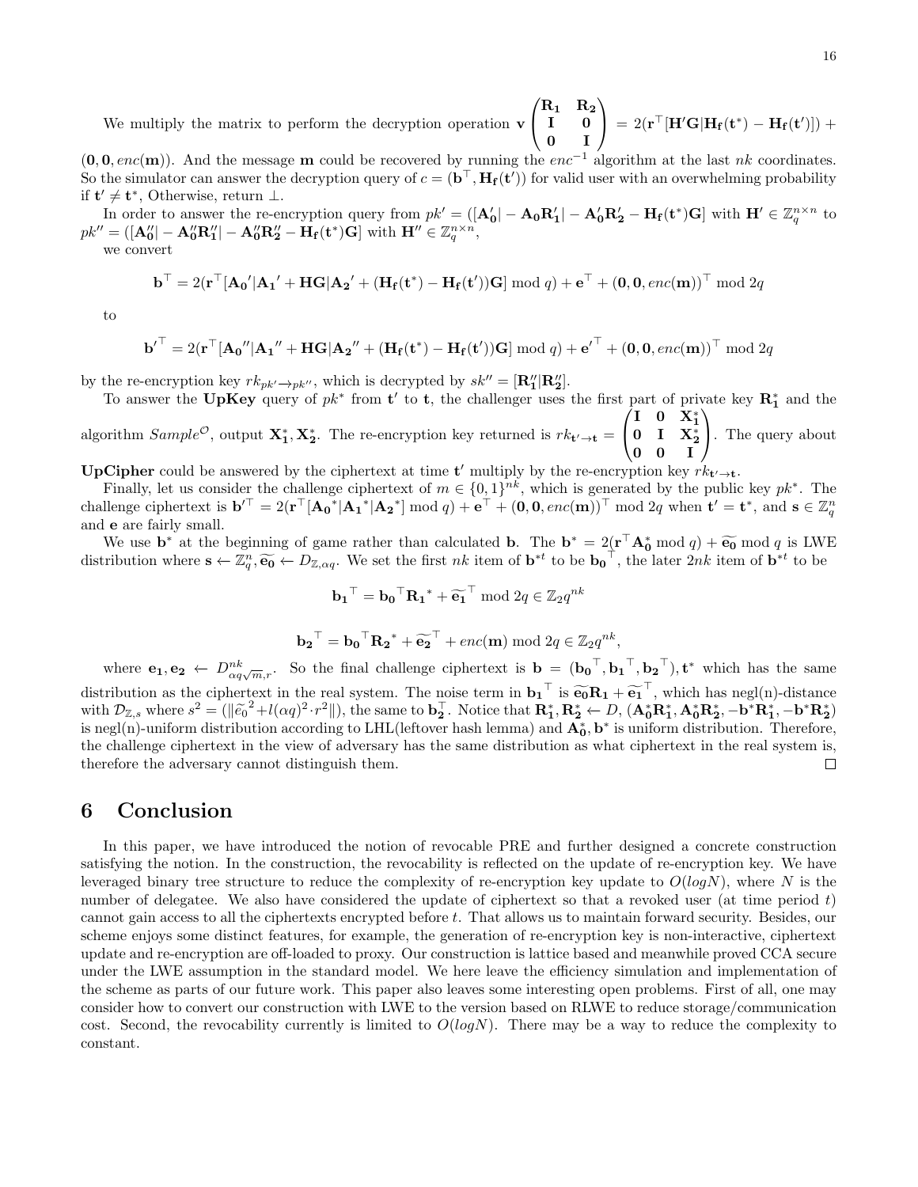We multiply the matrix to perform the decryption operation $\mathbf{v}\begin{pmatrix}\mathbf{R_1} & \mathbf{R_2}\\ \mathbf{I} & \mathbf{0}\\ \mathbf{0} & \mathbf{I}\end{pmatrix} = 2(\mathbf{r}^\top[\mathbf{H'G}|\mathbf{H_f}(\mathbf{t}^*) - \mathbf{H_f}(\mathbf{t'})]) + (\mathbf{0}, \mathbf{0}, enc(\mathbf{m}))$. And the message $\mathbf{m}$ could be recovered by running the $enc^{-1}$ algorithm at the last $nk$ coordinates. So the simulator can answer the decryption query of $c = (\mathbf{b}^\top, \mathbf{H_f}(\mathbf{t'}))$ for valid user with an overwhelming probability if $\mathbf{t'} \neq \mathbf{t}^*$, Otherwise, return $\perp$.

In order to answer the re-encryption query from $pk' = ([\mathbf{A'_0}| - \mathbf{A_0}\mathbf{R'_1}| - \mathbf{A'_0}\mathbf{R'_2} - \mathbf{H_f}(\mathbf{t}^*)\mathbf{G}]$ with $\mathbf{H'} \in \mathbb{Z}_q^{n\times n}$ to $pk'' = ([\mathbf{A''_0}| - \mathbf{A''_0}\mathbf{R''_1}| - \mathbf{A''_0}\mathbf{R''_2} - \mathbf{H_f}(\mathbf{t}^*)\mathbf{G}]$ with $\mathbf{H''} \in \mathbb{Z}_q^{n\times n}$,

we convert

$$\mathbf{b}^\top = 2(\mathbf{r}^\top[\mathbf{A_0}'|\mathbf{A_1}' + \mathbf{HG}|\mathbf{A_2}' + (\mathbf{H_f}(\mathbf{t}^*) - \mathbf{H_f}(\mathbf{t'}))\mathbf{G}] \bmod q) + \mathbf{e}^\top + (\mathbf{0}, \mathbf{0}, enc(\mathbf{m}))^\top \bmod 2q$$

to

$$\mathbf{b'}^\top = 2(\mathbf{r}^\top[\mathbf{A_0}''|\mathbf{A_1}'' + \mathbf{HG}|\mathbf{A_2}'' + (\mathbf{H_f}(\mathbf{t}^*) - \mathbf{H_f}(\mathbf{t'}))\mathbf{G}] \bmod q) + \mathbf{e'}^\top + (\mathbf{0}, \mathbf{0}, enc(\mathbf{m}))^\top \bmod 2q$$

by the re-encryption key $rk_{pk'\to pk''}$, which is decrypted by $sk'' = [\mathbf{R''_1}|\mathbf{R''_2}]$.

To answer the **UpKey** query of $pk^*$ from $\mathbf{t'}$ to $\mathbf{t}$, the challenger uses the first part of private key $\mathbf{R}_1^*$ and the algorithm $Sample^{\mathcal{O}}$, output $\mathbf{X}_1^*, \mathbf{X}_2^*$. The re-encryption key returned is $rk_{\mathbf{t'}\to\mathbf{t}} = \begin{pmatrix}\mathbf{I} & \mathbf{0} & \mathbf{X_1^*}\\ \mathbf{0} & \mathbf{I} & \mathbf{X_2^*}\\ \mathbf{0} & \mathbf{0} & \mathbf{I}\end{pmatrix}$. The query about **UpCipher** could be answered by the ciphertext at time $\mathbf{t'}$ multiply by the re-encryption key $rk_{\mathbf{t'}\to\mathbf{t}}$.

Finally, let us consider the challenge ciphertext of $m \in \{0,1\}^{nk}$, which is generated by the public key $pk^*$. The challenge ciphertext is $\mathbf{b'}^\top = 2(\mathbf{r}^\top[\mathbf{A_0}^*|\mathbf{A_1}^*|\mathbf{A_2}^*] \bmod q) + \mathbf{e}^\top + (\mathbf{0}, \mathbf{0}, enc(\mathbf{m}))^\top \bmod 2q$ when $\mathbf{t'} = \mathbf{t}^*$, and $\mathbf{s} \in \mathbb{Z}_q^n$ and $\mathbf{e}$ are fairly small.

We use $\mathbf{b}^*$ at the beginning of game rather than calculated $\mathbf{b}$. The $\mathbf{b}^* = 2(\mathbf{r}^\top\mathbf{A}_0^* \bmod q) + \widetilde{\mathbf{e_0}} \bmod q$ is LWE distribution where $\mathbf{s} \leftarrow \mathbb{Z}_q^n, \widetilde{\mathbf{e_0}} \leftarrow D_{\mathbb{Z},\alpha q}$. We set the first $nk$ item of $\mathbf{b}^{*t}$ to be $\mathbf{b_0}^\top$, the later $2nk$ item of $\mathbf{b}^{*t}$ to be

$$\mathbf{b_1}^\top = \mathbf{b_0}^\top\mathbf{R_1}^* + \widetilde{\mathbf{e_1}}^\top \bmod 2q \in \mathbb{Z}_2q^{nk}$$

$$\mathbf{b_2}^\top = \mathbf{b_0}^\top\mathbf{R_2}^* + \widetilde{\mathbf{e_2}}^\top + enc(\mathbf{m}) \bmod 2q \in \mathbb{Z}_2q^{nk},$$

where $\mathbf{e_1}, \mathbf{e_2} \leftarrow D^{nk}_{\alpha q\sqrt{m},r}$. So the final challenge ciphertext is $\mathbf{b} = (\mathbf{b_0}^\top, \mathbf{b_1}^\top, \mathbf{b_2}^\top), \mathbf{t}^*$ which has the same distribution as the ciphertext in the real system. The noise term in $\mathbf{b_1}^\top$ is $\widetilde{\mathbf{e_0}}\mathbf{R_1} + \widetilde{\mathbf{e_1}}^\top$, which has negl(n)-distance with $\mathcal{D}_{\mathbb{Z},s}$ where $s^2 = (\|\widetilde{e_0}^2 + l(\alpha q)^2 \cdot r^2\|)$, the same to $\mathbf{b}_2^\top$. Notice that $\mathbf{R}_1^*, \mathbf{R}_2^* \leftarrow D$, $(\mathbf{A}_0^*\mathbf{R}_1^*, \mathbf{A}_0^*\mathbf{R}_2^*, -\mathbf{b}^*\mathbf{R}_1^*, -\mathbf{b}^*\mathbf{R}_2^*)$ is negl(n)-uniform distribution according to LHL(leftover hash lemma) and $\mathbf{A_0^*}, \mathbf{b}^*$ is uniform distribution. Therefore, the challenge ciphertext in the view of adversary has the same distribution as what ciphertext in the real system is, therefore the adversary cannot distinguish them. $\square$

# 6 Conclusion

In this paper, we have introduced the notion of revocable PRE and further designed a concrete construction satisfying the notion. In the construction, the revocability is reflected on the update of re-encryption key. We have leveraged binary tree structure to reduce the complexity of re-encryption key update to $O(logN)$, where $N$ is the number of delegatee. We also have considered the update of ciphertext so that a revoked user (at time period $t$) cannot gain access to all the ciphertexts encrypted before $t$. That allows us to maintain forward security. Besides, our scheme enjoys some distinct features, for example, the generation of re-encryption key is non-interactive, ciphertext update and re-encryption are off-loaded to proxy. Our construction is lattice based and meanwhile proved CCA secure under the LWE assumption in the standard model. We here leave the efficiency simulation and implementation of the scheme as parts of our future work. This paper also leaves some interesting open problems. First of all, one may consider how to convert our construction with LWE to the version based on RLWE to reduce storage/communication cost. Second, the revocability currently is limited to $O(logN)$. There may be a way to reduce the complexity to constant.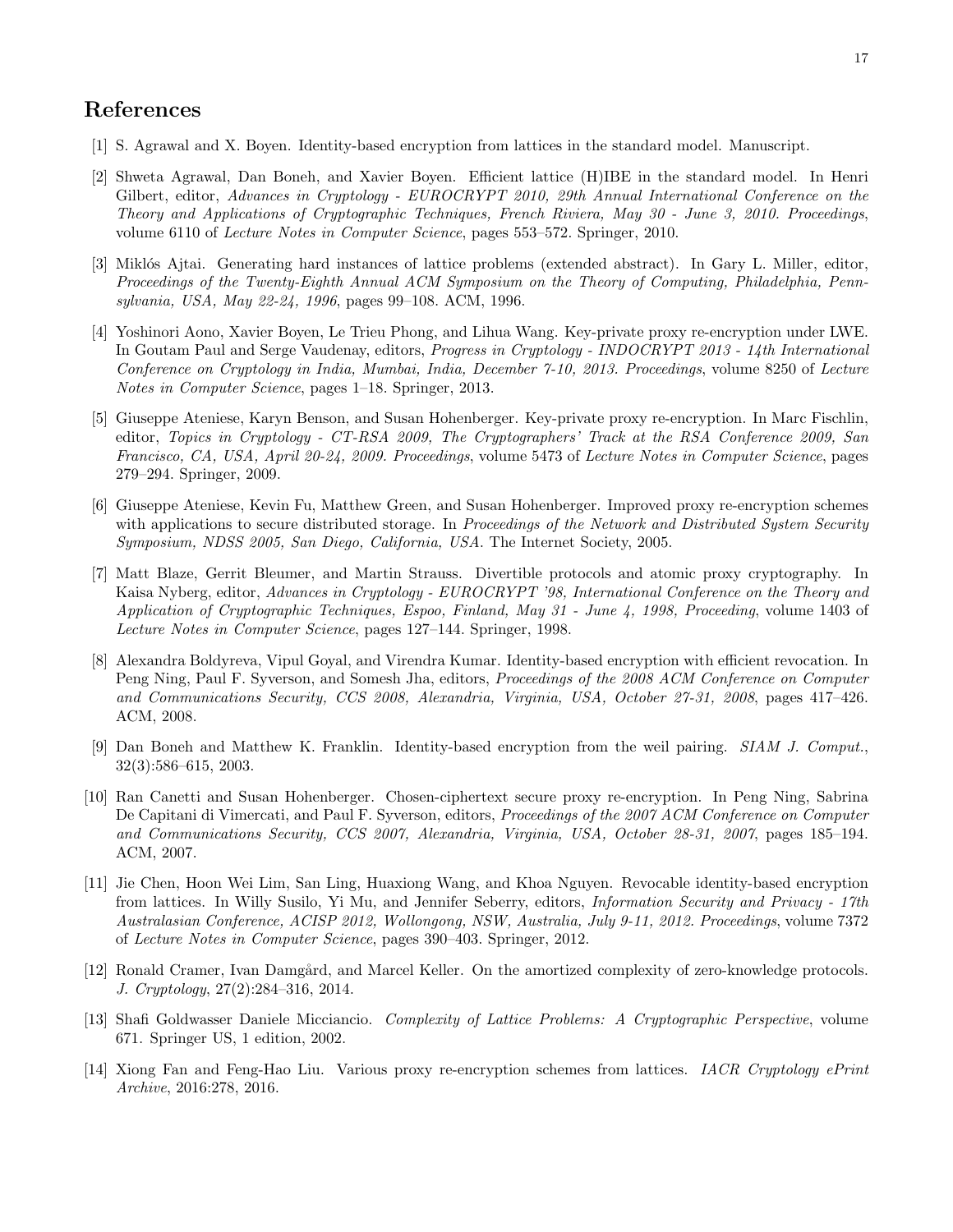## References

[1] S. Agrawal and X. Boyen. Identity-based encryption from lattices in the standard model. Manuscript.

[2] Shweta Agrawal, Dan Boneh, and Xavier Boyen. Efficient lattice (H)IBE in the standard model. In Henri Gilbert, editor, *Advances in Cryptology - EUROCRYPT 2010, 29th Annual International Conference on the Theory and Applications of Cryptographic Techniques, French Riviera, May 30 - June 3, 2010. Proceedings*, volume 6110 of *Lecture Notes in Computer Science*, pages 553–572. Springer, 2010.

[3] Miklós Ajtai. Generating hard instances of lattice problems (extended abstract). In Gary L. Miller, editor, *Proceedings of the Twenty-Eighth Annual ACM Symposium on the Theory of Computing, Philadelphia, Pennsylvania, USA, May 22-24, 1996*, pages 99–108. ACM, 1996.

[4] Yoshinori Aono, Xavier Boyen, Le Trieu Phong, and Lihua Wang. Key-private proxy re-encryption under LWE. In Goutam Paul and Serge Vaudenay, editors, *Progress in Cryptology - INDOCRYPT 2013 - 14th International Conference on Cryptology in India, Mumbai, India, December 7-10, 2013. Proceedings*, volume 8250 of *Lecture Notes in Computer Science*, pages 1–18. Springer, 2013.

[5] Giuseppe Ateniese, Karyn Benson, and Susan Hohenberger. Key-private proxy re-encryption. In Marc Fischlin, editor, *Topics in Cryptology - CT-RSA 2009, The Cryptographers' Track at the RSA Conference 2009, San Francisco, CA, USA, April 20-24, 2009. Proceedings*, volume 5473 of *Lecture Notes in Computer Science*, pages 279–294. Springer, 2009.

[6] Giuseppe Ateniese, Kevin Fu, Matthew Green, and Susan Hohenberger. Improved proxy re-encryption schemes with applications to secure distributed storage. In *Proceedings of the Network and Distributed System Security Symposium, NDSS 2005, San Diego, California, USA*. The Internet Society, 2005.

[7] Matt Blaze, Gerrit Bleumer, and Martin Strauss. Divertible protocols and atomic proxy cryptography. In Kaisa Nyberg, editor, *Advances in Cryptology - EUROCRYPT '98, International Conference on the Theory and Application of Cryptographic Techniques, Espoo, Finland, May 31 - June 4, 1998, Proceeding*, volume 1403 of *Lecture Notes in Computer Science*, pages 127–144. Springer, 1998.

[8] Alexandra Boldyreva, Vipul Goyal, and Virendra Kumar. Identity-based encryption with efficient revocation. In Peng Ning, Paul F. Syverson, and Somesh Jha, editors, *Proceedings of the 2008 ACM Conference on Computer and Communications Security, CCS 2008, Alexandria, Virginia, USA, October 27-31, 2008*, pages 417–426. ACM, 2008.

[9] Dan Boneh and Matthew K. Franklin. Identity-based encryption from the weil pairing. *SIAM J. Comput.*, 32(3):586–615, 2003.

[10] Ran Canetti and Susan Hohenberger. Chosen-ciphertext secure proxy re-encryption. In Peng Ning, Sabrina De Capitani di Vimercati, and Paul F. Syverson, editors, *Proceedings of the 2007 ACM Conference on Computer and Communications Security, CCS 2007, Alexandria, Virginia, USA, October 28-31, 2007*, pages 185–194. ACM, 2007.

[11] Jie Chen, Hoon Wei Lim, San Ling, Huaxiong Wang, and Khoa Nguyen. Revocable identity-based encryption from lattices. In Willy Susilo, Yi Mu, and Jennifer Seberry, editors, *Information Security and Privacy - 17th Australasian Conference, ACISP 2012, Wollongong, NSW, Australia, July 9-11, 2012. Proceedings*, volume 7372 of *Lecture Notes in Computer Science*, pages 390–403. Springer, 2012.

[12] Ronald Cramer, Ivan Damgård, and Marcel Keller. On the amortized complexity of zero-knowledge protocols. *J. Cryptology*, 27(2):284–316, 2014.

[13] Shafi Goldwasser Daniele Micciancio. *Complexity of Lattice Problems: A Cryptographic Perspective*, volume 671. Springer US, 1 edition, 2002.

[14] Xiong Fan and Feng-Hao Liu. Various proxy re-encryption schemes from lattices. *IACR Cryptology ePrint Archive*, 2016:278, 2016.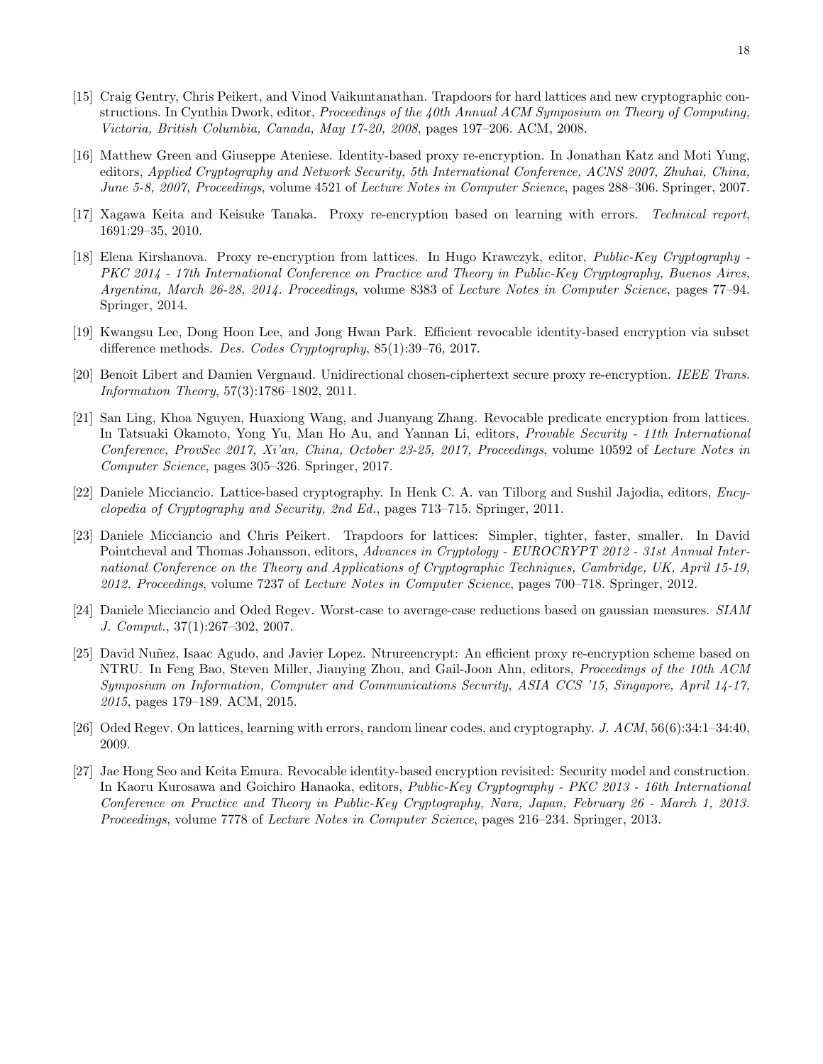[15] Craig Gentry, Chris Peikert, and Vinod Vaikuntanathan. Trapdoors for hard lattices and new cryptographic constructions. In Cynthia Dwork, editor, *Proceedings of the 40th Annual ACM Symposium on Theory of Computing, Victoria, British Columbia, Canada, May 17-20, 2008*, pages 197–206. ACM, 2008.

[16] Matthew Green and Giuseppe Ateniese. Identity-based proxy re-encryption. In Jonathan Katz and Moti Yung, editors, *Applied Cryptography and Network Security, 5th International Conference, ACNS 2007, Zhuhai, China, June 5-8, 2007, Proceedings*, volume 4521 of *Lecture Notes in Computer Science*, pages 288–306. Springer, 2007.

[17] Xagawa Keita and Keisuke Tanaka. Proxy re-encryption based on learning with errors. *Technical report*, 1691:29–35, 2010.

[18] Elena Kirshanova. Proxy re-encryption from lattices. In Hugo Krawczyk, editor, *Public-Key Cryptography - PKC 2014 - 17th International Conference on Practice and Theory in Public-Key Cryptography, Buenos Aires, Argentina, March 26-28, 2014. Proceedings*, volume 8383 of *Lecture Notes in Computer Science*, pages 77–94. Springer, 2014.

[19] Kwangsu Lee, Dong Hoon Lee, and Jong Hwan Park. Efficient revocable identity-based encryption via subset difference methods. *Des. Codes Cryptography*, 85(1):39–76, 2017.

[20] Benoît Libert and Damien Vergnaud. Unidirectional chosen-ciphertext secure proxy re-encryption. *IEEE Trans. Information Theory*, 57(3):1786–1802, 2011.

[21] San Ling, Khoa Nguyen, Huaxiong Wang, and Juanyang Zhang. Revocable predicate encryption from lattices. In Tatsuaki Okamoto, Yong Yu, Man Ho Au, and Yannan Li, editors, *Provable Security - 11th International Conference, ProvSec 2017, Xi'an, China, October 23-25, 2017, Proceedings*, volume 10592 of *Lecture Notes in Computer Science*, pages 305–326. Springer, 2017.

[22] Daniele Micciancio. Lattice-based cryptography. In Henk C. A. van Tilborg and Sushil Jajodia, editors, *Encyclopedia of Cryptography and Security, 2nd Ed.*, pages 713–715. Springer, 2011.

[23] Daniele Micciancio and Chris Peikert. Trapdoors for lattices: Simpler, tighter, faster, smaller. In David Pointcheval and Thomas Johansson, editors, *Advances in Cryptology - EUROCRYPT 2012 - 31st Annual International Conference on the Theory and Applications of Cryptographic Techniques, Cambridge, UK, April 15-19, 2012. Proceedings*, volume 7237 of *Lecture Notes in Computer Science*, pages 700–718. Springer, 2012.

[24] Daniele Micciancio and Oded Regev. Worst-case to average-case reductions based on gaussian measures. *SIAM J. Comput.*, 37(1):267–302, 2007.

[25] David Nuñez, Isaac Agudo, and Javier Lopez. Ntrureencrypt: An efficient proxy re-encryption scheme based on NTRU. In Feng Bao, Steven Miller, Jianying Zhou, and Gail-Joon Ahn, editors, *Proceedings of the 10th ACM Symposium on Information, Computer and Communications Security, ASIA CCS '15, Singapore, April 14-17, 2015*, pages 179–189. ACM, 2015.

[26] Oded Regev. On lattices, learning with errors, random linear codes, and cryptography. *J. ACM*, 56(6):34:1–34:40, 2009.

[27] Jae Hong Seo and Keita Emura. Revocable identity-based encryption revisited: Security model and construction. In Kaoru Kurosawa and Goichiro Hanaoka, editors, *Public-Key Cryptography - PKC 2013 - 16th International Conference on Practice and Theory in Public-Key Cryptography, Nara, Japan, February 26 - March 1, 2013. Proceedings*, volume 7778 of *Lecture Notes in Computer Science*, pages 216–234. Springer, 2013.